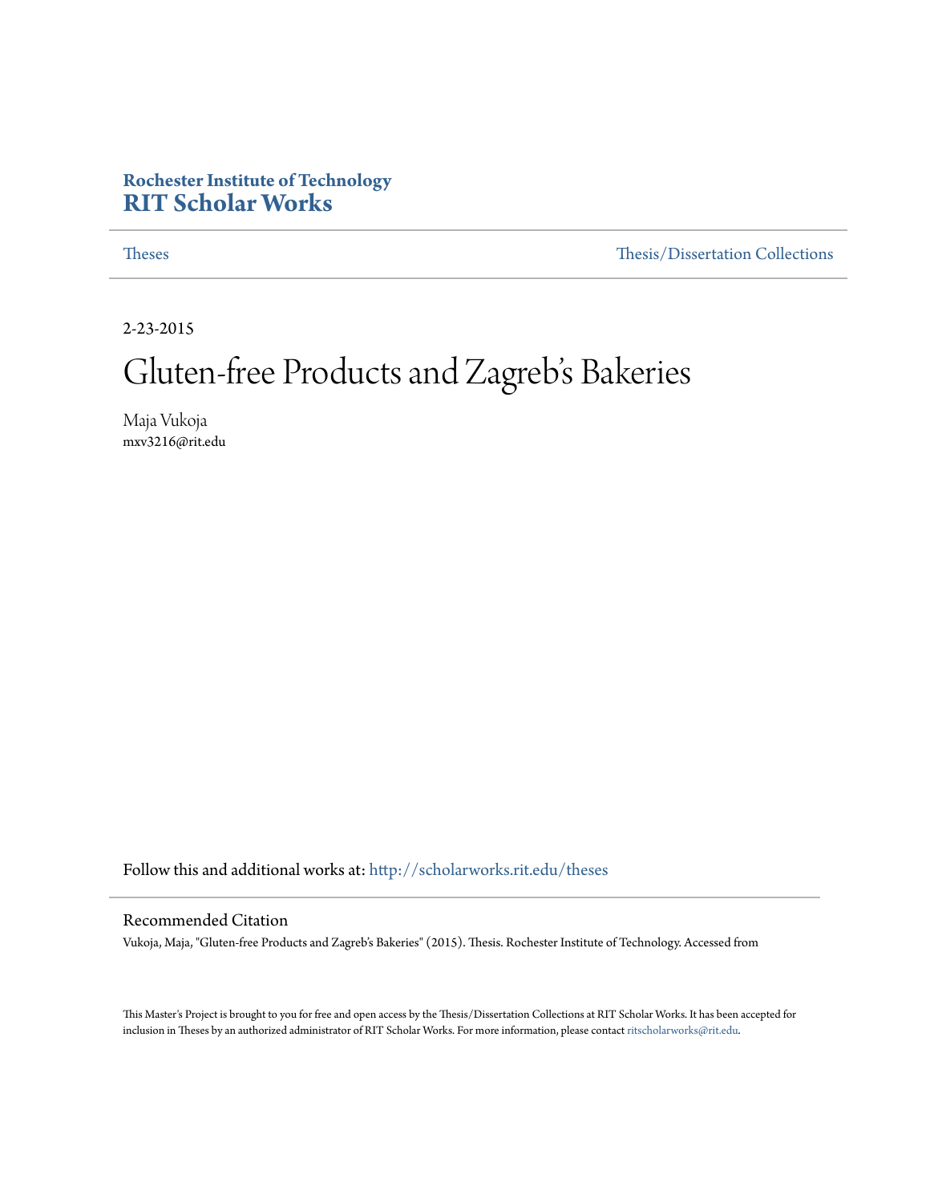**Rochester Institute of Technology**
**RIT Scholar Works**

Theses | Thesis/Dissertation Collections

2-23-2015

# Gluten-free Products and Zagreb's Bakeries

Maja Vukoja
mxv3216@rit.edu

Follow this and additional works at: http://scholarworks.rit.edu/theses

## Recommended Citation

Vukoja, Maja, "Gluten-free Products and Zagreb's Bakeries" (2015). Thesis. Rochester Institute of Technology. Accessed from

This Master's Project is brought to you for free and open access by the Thesis/Dissertation Collections at RIT Scholar Works. It has been accepted for inclusion in Theses by an authorized administrator of RIT Scholar Works. For more information, please contact ritscholarworks@rit.edu.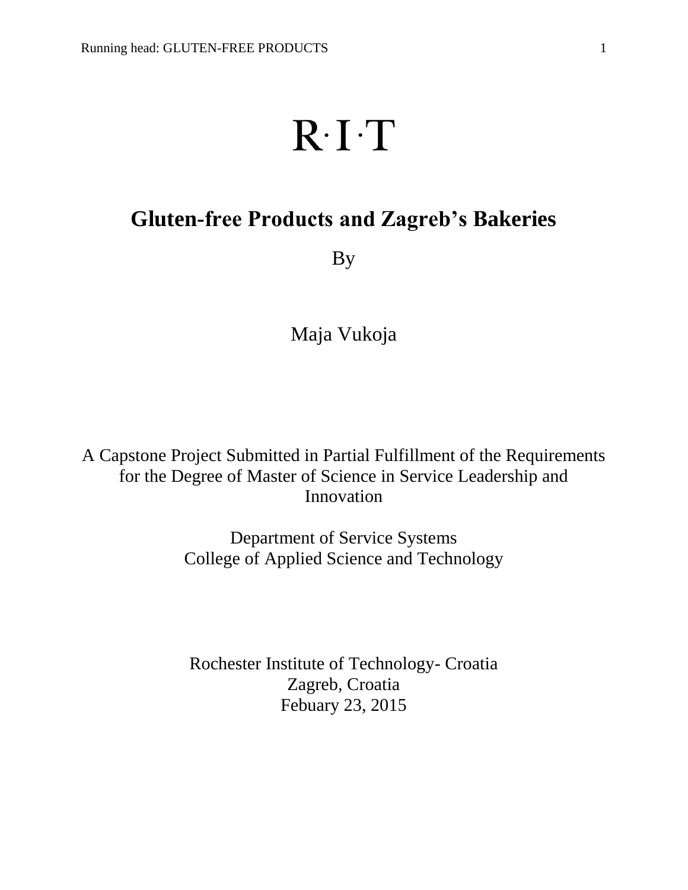R·I·T

# Gluten-free Products and Zagreb's Bakeries

By

Maja Vukoja

A Capstone Project Submitted in Partial Fulfillment of the Requirements for the Degree of Master of Science in Service Leadership and Innovation

Department of Service Systems
College of Applied Science and Technology

Rochester Institute of Technology- Croatia
Zagreb, Croatia
Febuary 23, 2015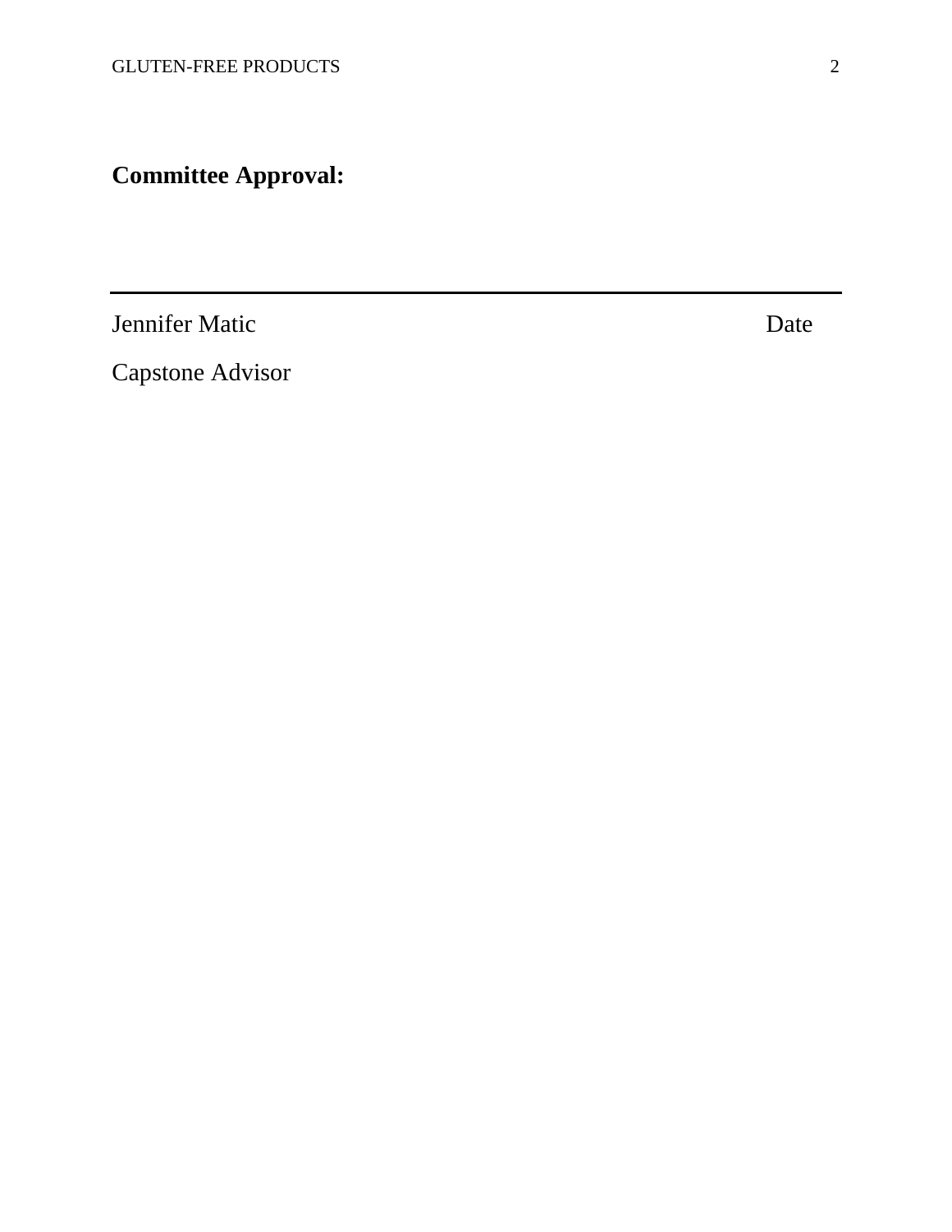**Committee Approval:**

---

Jennifer Matic                                                                                                    Date

Capstone Advisor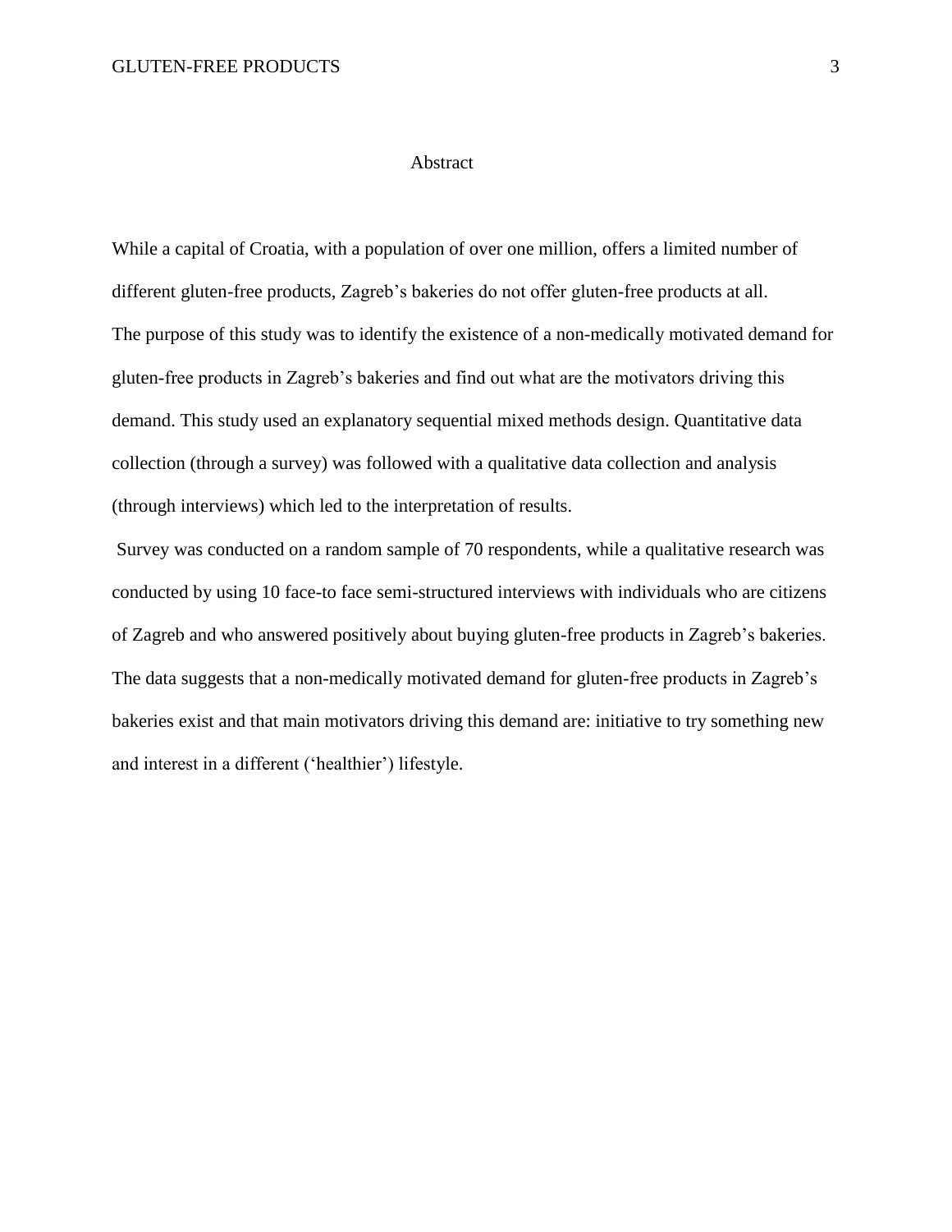# Abstract

While a capital of Croatia, with a population of over one million, offers a limited number of different gluten-free products, Zagreb's bakeries do not offer gluten-free products at all. The purpose of this study was to identify the existence of a non-medically motivated demand for gluten-free products in Zagreb's bakeries and find out what are the motivators driving this demand. This study used an explanatory sequential mixed methods design. Quantitative data collection (through a survey) was followed with a qualitative data collection and analysis (through interviews) which led to the interpretation of results.

Survey was conducted on a random sample of 70 respondents, while a qualitative research was conducted by using 10 face-to face semi-structured interviews with individuals who are citizens of Zagreb and who answered positively about buying gluten-free products in Zagreb's bakeries. The data suggests that a non-medically motivated demand for gluten-free products in Zagreb's bakeries exist and that main motivators driving this demand are: initiative to try something new and interest in a different ('healthier') lifestyle.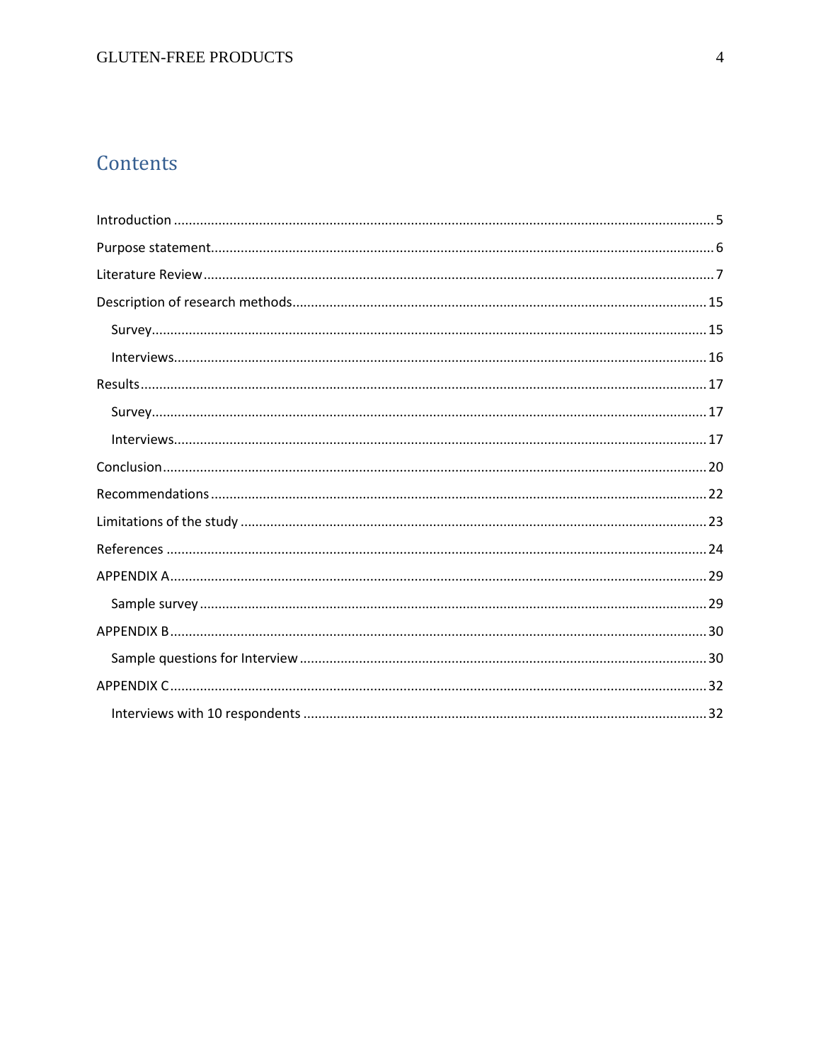# Contents

Introduction ....................................................................................................................................... 5

Purpose statement............................................................................................................................. 6

Literature Review ................................................................................................................................ 7

Description of research methods........................................................................................................ 15

- Survey............................................................................................................................................ 15
- Interviews...................................................................................................................................... 16

Results ............................................................................................................................................... 17

- Survey............................................................................................................................................ 17
- Interviews...................................................................................................................................... 17

Conclusion ......................................................................................................................................... 20

Recommendations ............................................................................................................................. 22

Limitations of the study ..................................................................................................................... 23

References ......................................................................................................................................... 24

APPENDIX A....................................................................................................................................... 29

- Sample survey ............................................................................................................................... 29

APPENDIX B....................................................................................................................................... 30

- Sample questions for Interview ...................................................................................................... 30

APPENDIX C....................................................................................................................................... 32

- Interviews with 10 respondents .................................................................................................... 32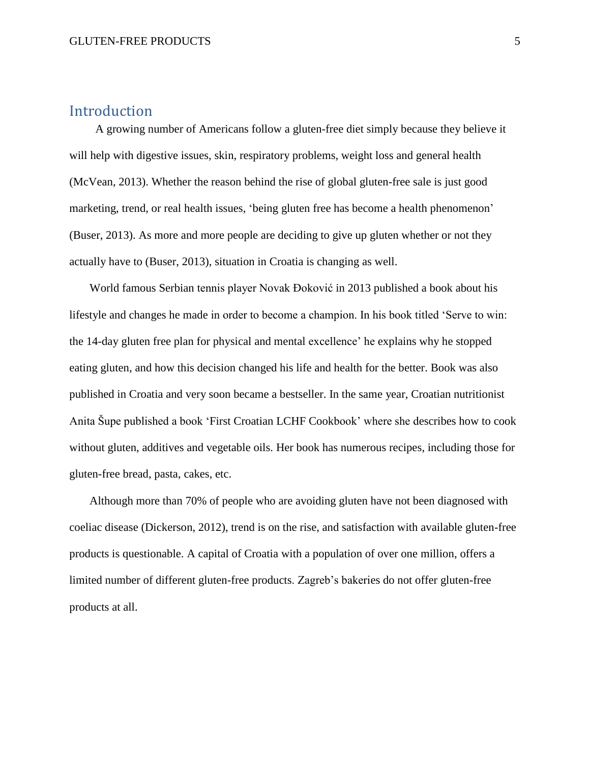## Introduction

A growing number of Americans follow a gluten-free diet simply because they believe it will help with digestive issues, skin, respiratory problems, weight loss and general health (McVean, 2013). Whether the reason behind the rise of global gluten-free sale is just good marketing, trend, or real health issues, 'being gluten free has become a health phenomenon' (Buser, 2013). As more and more people are deciding to give up gluten whether or not they actually have to (Buser, 2013), situation in Croatia is changing as well.

World famous Serbian tennis player Novak Đoković in 2013 published a book about his lifestyle and changes he made in order to become a champion. In his book titled 'Serve to win: the 14-day gluten free plan for physical and mental excellence' he explains why he stopped eating gluten, and how this decision changed his life and health for the better. Book was also published in Croatia and very soon became a bestseller. In the same year, Croatian nutritionist Anita Šupe published a book 'First Croatian LCHF Cookbook' where she describes how to cook without gluten, additives and vegetable oils. Her book has numerous recipes, including those for gluten-free bread, pasta, cakes, etc.

Although more than 70% of people who are avoiding gluten have not been diagnosed with coeliac disease (Dickerson, 2012), trend is on the rise, and satisfaction with available gluten-free products is questionable. A capital of Croatia with a population of over one million, offers a limited number of different gluten-free products. Zagreb's bakeries do not offer gluten-free products at all.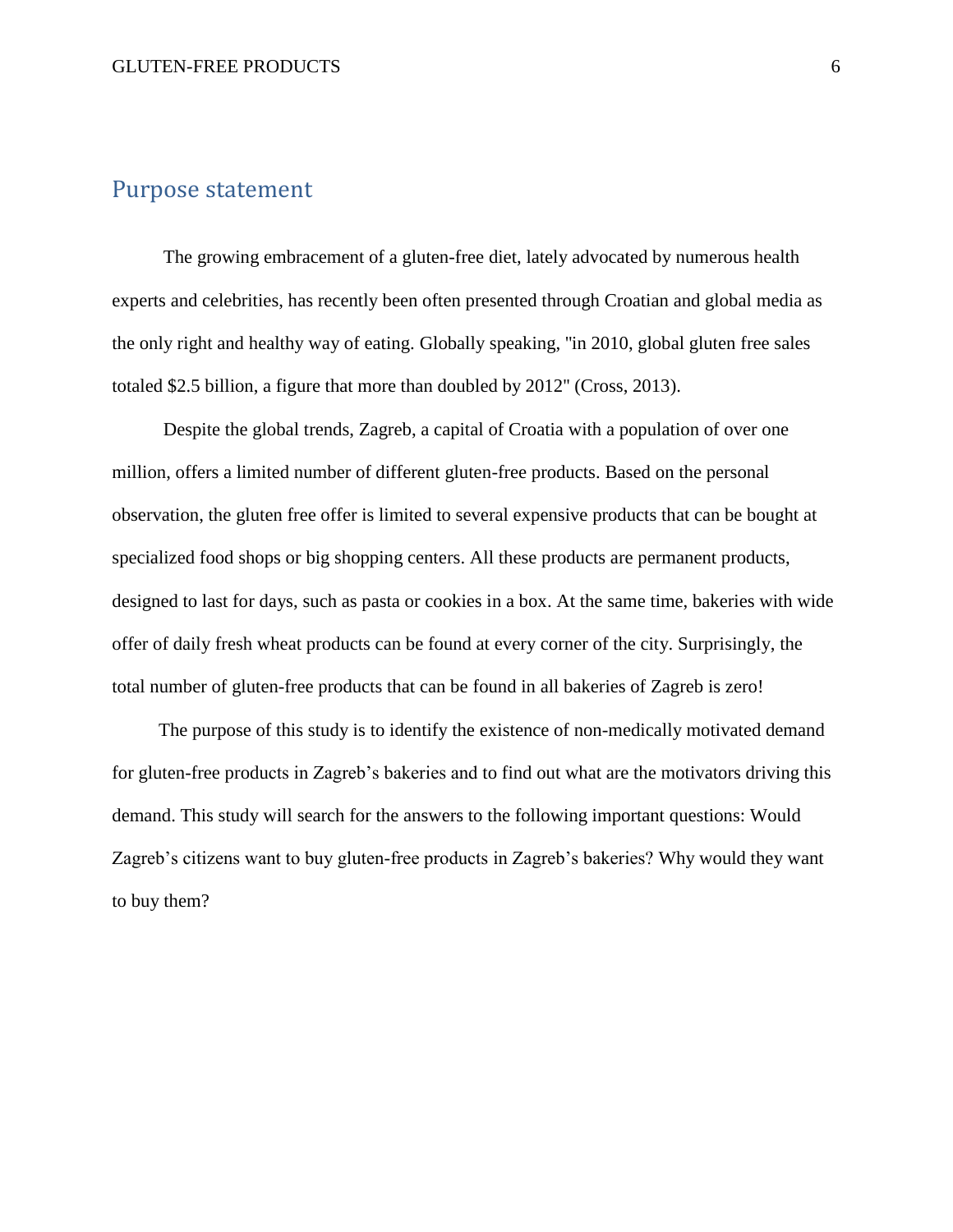## Purpose statement

The growing embracement of a gluten-free diet, lately advocated by numerous health experts and celebrities, has recently been often presented through Croatian and global media as the only right and healthy way of eating. Globally speaking, "in 2010, global gluten free sales totaled $2.5 billion, a figure that more than doubled by 2012" (Cross, 2013).

Despite the global trends, Zagreb, a capital of Croatia with a population of over one million, offers a limited number of different gluten-free products. Based on the personal observation, the gluten free offer is limited to several expensive products that can be bought at specialized food shops or big shopping centers. All these products are permanent products, designed to last for days, such as pasta or cookies in a box. At the same time, bakeries with wide offer of daily fresh wheat products can be found at every corner of the city. Surprisingly, the total number of gluten-free products that can be found in all bakeries of Zagreb is zero!

The purpose of this study is to identify the existence of non-medically motivated demand for gluten-free products in Zagreb's bakeries and to find out what are the motivators driving this demand. This study will search for the answers to the following important questions: Would Zagreb's citizens want to buy gluten-free products in Zagreb's bakeries? Why would they want to buy them?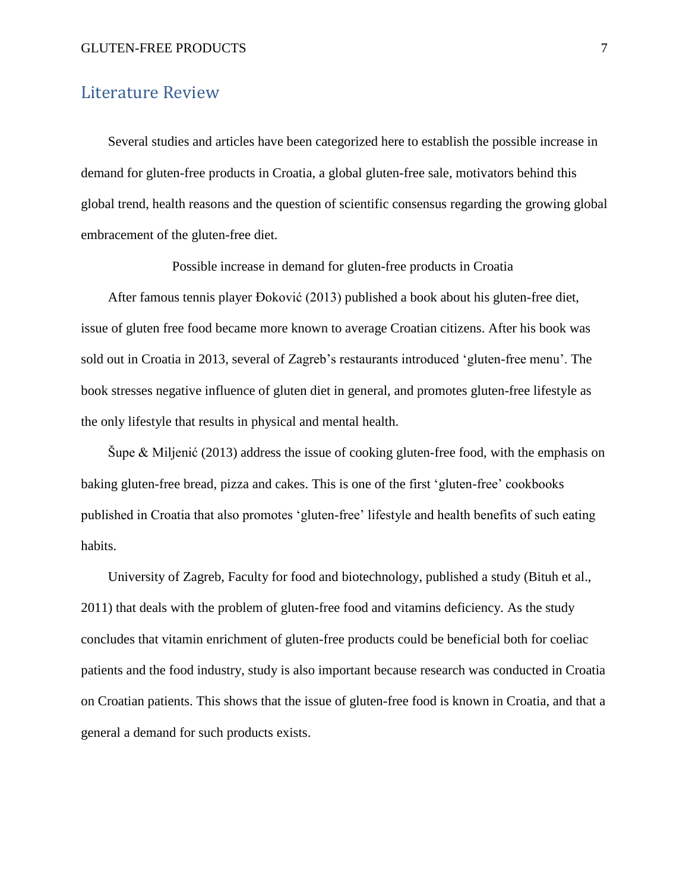## Literature Review

Several studies and articles have been categorized here to establish the possible increase in demand for gluten-free products in Croatia, a global gluten-free sale, motivators behind this global trend, health reasons and the question of scientific consensus regarding the growing global embracement of the gluten-free diet.

### Possible increase in demand for gluten-free products in Croatia

After famous tennis player Đoković (2013) published a book about his gluten-free diet, issue of gluten free food became more known to average Croatian citizens. After his book was sold out in Croatia in 2013, several of Zagreb's restaurants introduced 'gluten-free menu'. The book stresses negative influence of gluten diet in general, and promotes gluten-free lifestyle as the only lifestyle that results in physical and mental health.

Šupe & Miljenić (2013) address the issue of cooking gluten-free food, with the emphasis on baking gluten-free bread, pizza and cakes. This is one of the first 'gluten-free' cookbooks published in Croatia that also promotes 'gluten-free' lifestyle and health benefits of such eating habits.

University of Zagreb, Faculty for food and biotechnology, published a study (Bituh et al., 2011) that deals with the problem of gluten-free food and vitamins deficiency. As the study concludes that vitamin enrichment of gluten-free products could be beneficial both for coeliac patients and the food industry, study is also important because research was conducted in Croatia on Croatian patients. This shows that the issue of gluten-free food is known in Croatia, and that a general a demand for such products exists.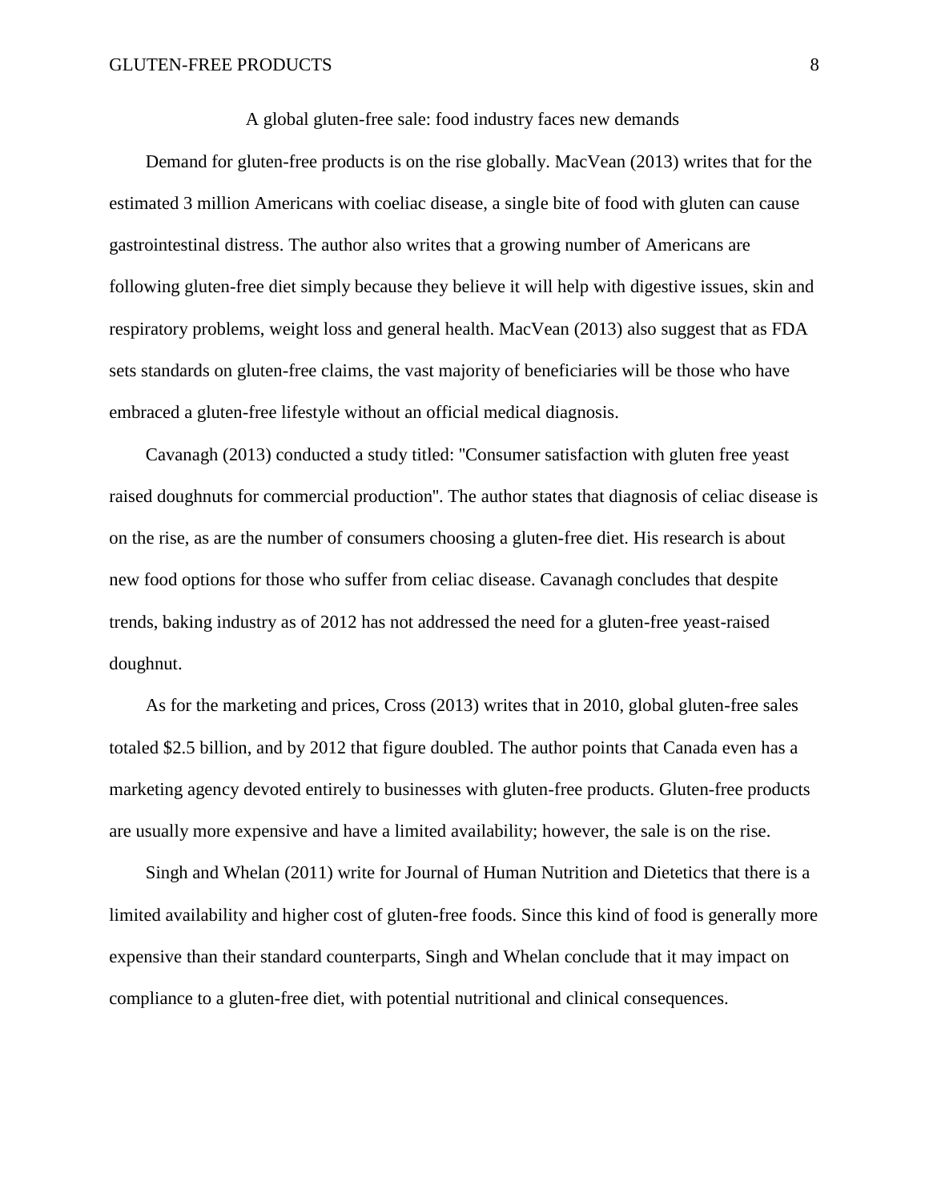## A global gluten-free sale: food industry faces new demands

Demand for gluten-free products is on the rise globally. MacVean (2013) writes that for the estimated 3 million Americans with coeliac disease, a single bite of food with gluten can cause gastrointestinal distress. The author also writes that a growing number of Americans are following gluten-free diet simply because they believe it will help with digestive issues, skin and respiratory problems, weight loss and general health. MacVean (2013) also suggest that as FDA sets standards on gluten-free claims, the vast majority of beneficiaries will be those who have embraced a gluten-free lifestyle without an official medical diagnosis.

Cavanagh (2013) conducted a study titled: "Consumer satisfaction with gluten free yeast raised doughnuts for commercial production". The author states that diagnosis of celiac disease is on the rise, as are the number of consumers choosing a gluten-free diet. His research is about new food options for those who suffer from celiac disease. Cavanagh concludes that despite trends, baking industry as of 2012 has not addressed the need for a gluten-free yeast-raised doughnut.

As for the marketing and prices, Cross (2013) writes that in 2010, global gluten-free sales totaled $2.5 billion, and by 2012 that figure doubled. The author points that Canada even has a marketing agency devoted entirely to businesses with gluten-free products. Gluten-free products are usually more expensive and have a limited availability; however, the sale is on the rise.

Singh and Whelan (2011) write for Journal of Human Nutrition and Dietetics that there is a limited availability and higher cost of gluten-free foods. Since this kind of food is generally more expensive than their standard counterparts, Singh and Whelan conclude that it may impact on compliance to a gluten-free diet, with potential nutritional and clinical consequences.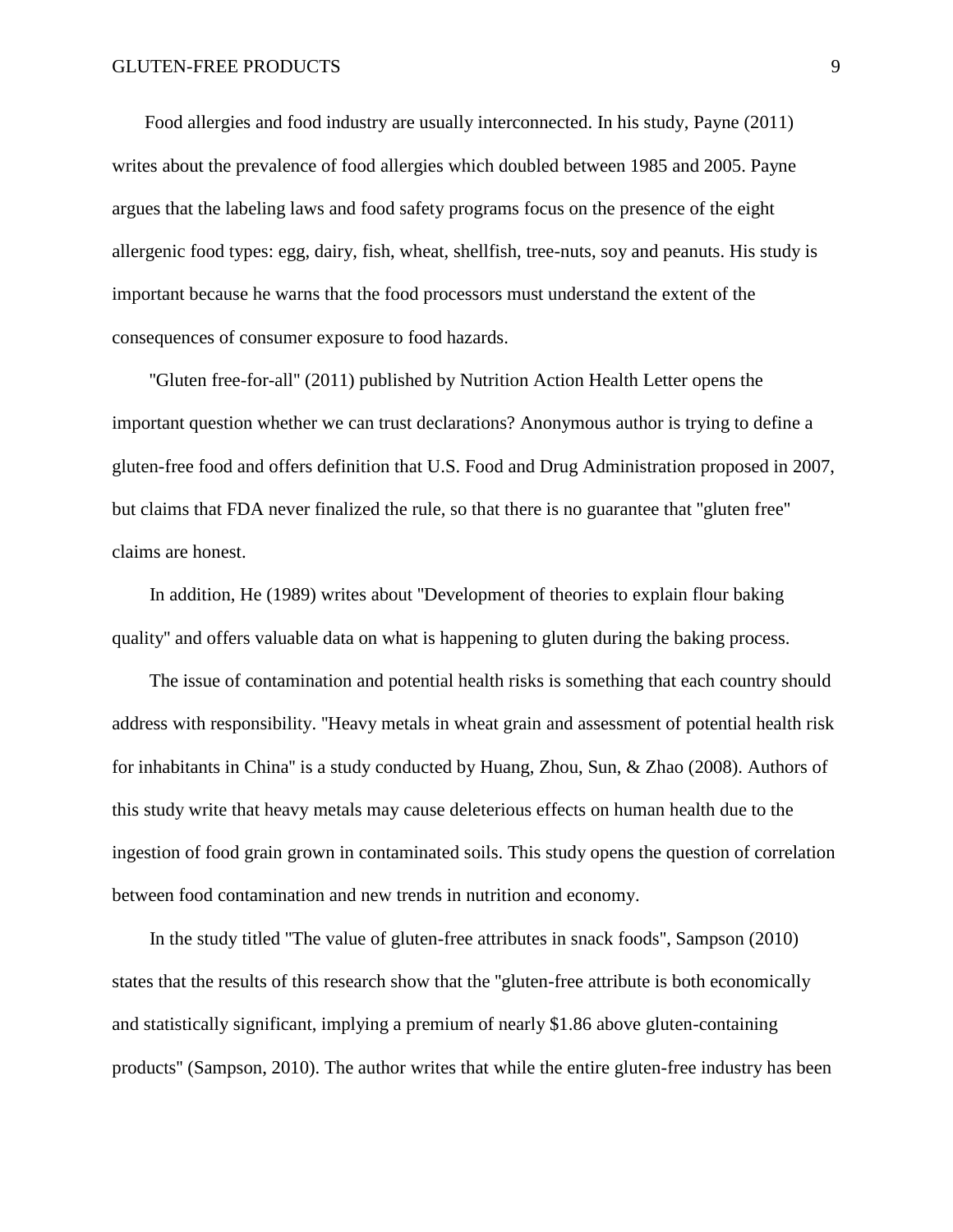Food allergies and food industry are usually interconnected. In his study, Payne (2011) writes about the prevalence of food allergies which doubled between 1985 and 2005. Payne argues that the labeling laws and food safety programs focus on the presence of the eight allergenic food types: egg, dairy, fish, wheat, shellfish, tree-nuts, soy and peanuts. His study is important because he warns that the food processors must understand the extent of the consequences of consumer exposure to food hazards.

"Gluten free-for-all" (2011) published by Nutrition Action Health Letter opens the important question whether we can trust declarations? Anonymous author is trying to define a gluten-free food and offers definition that U.S. Food and Drug Administration proposed in 2007, but claims that FDA never finalized the rule, so that there is no guarantee that "gluten free" claims are honest.

In addition, He (1989) writes about "Development of theories to explain flour baking quality" and offers valuable data on what is happening to gluten during the baking process.

The issue of contamination and potential health risks is something that each country should address with responsibility. "Heavy metals in wheat grain and assessment of potential health risk for inhabitants in China" is a study conducted by Huang, Zhou, Sun, & Zhao (2008). Authors of this study write that heavy metals may cause deleterious effects on human health due to the ingestion of food grain grown in contaminated soils. This study opens the question of correlation between food contamination and new trends in nutrition and economy.

In the study titled "The value of gluten-free attributes in snack foods", Sampson (2010) states that the results of this research show that the "gluten-free attribute is both economically and statistically significant, implying a premium of nearly $1.86 above gluten-containing products" (Sampson, 2010). The author writes that while the entire gluten-free industry has been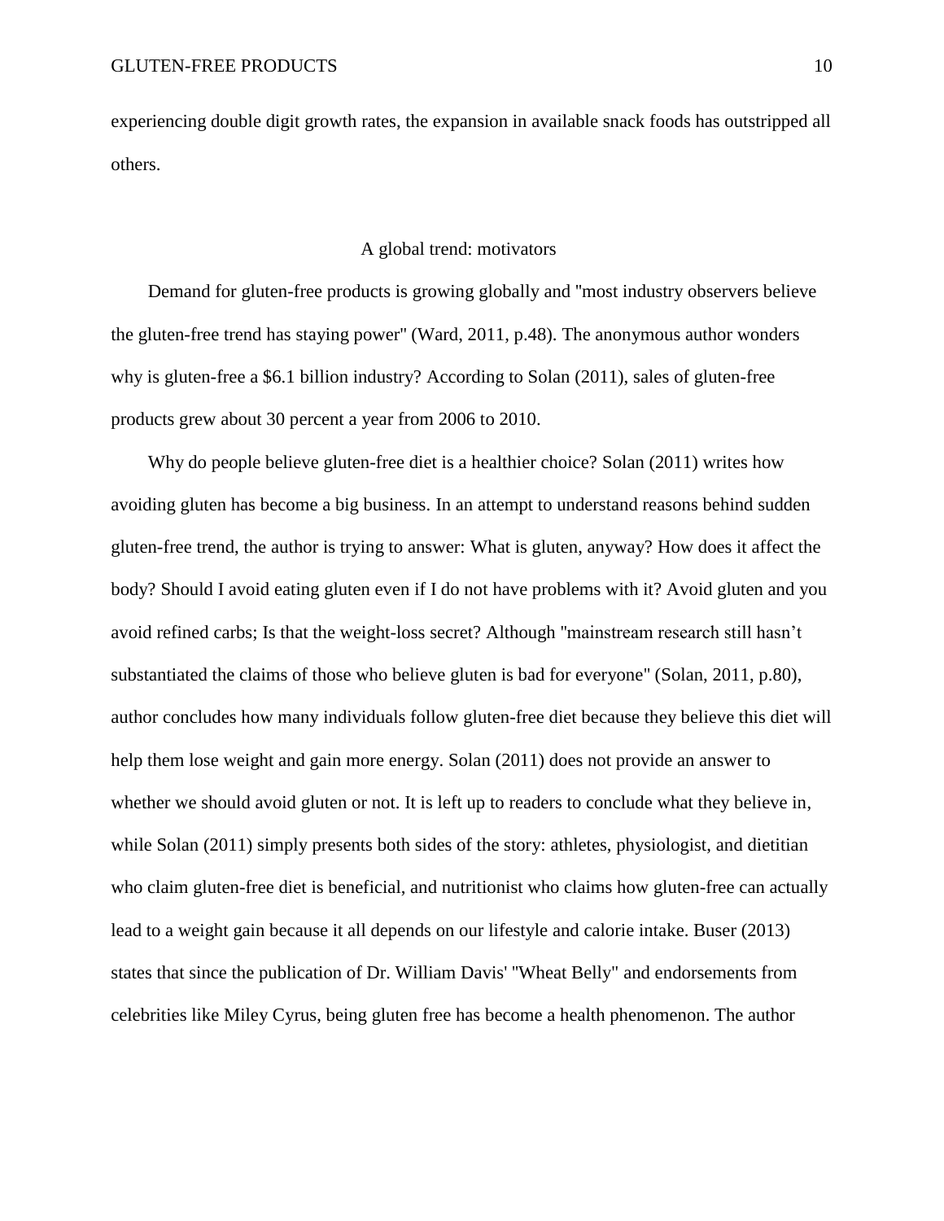experiencing double digit growth rates, the expansion in available snack foods has outstripped all others.

## A global trend: motivators

Demand for gluten-free products is growing globally and "most industry observers believe the gluten-free trend has staying power" (Ward, 2011, p.48). The anonymous author wonders why is gluten-free a $6.1 billion industry? According to Solan (2011), sales of gluten-free products grew about 30 percent a year from 2006 to 2010.

Why do people believe gluten-free diet is a healthier choice? Solan (2011) writes how avoiding gluten has become a big business. In an attempt to understand reasons behind sudden gluten-free trend, the author is trying to answer: What is gluten, anyway? How does it affect the body? Should I avoid eating gluten even if I do not have problems with it? Avoid gluten and you avoid refined carbs; Is that the weight-loss secret? Although "mainstream research still hasn't substantiated the claims of those who believe gluten is bad for everyone" (Solan, 2011, p.80), author concludes how many individuals follow gluten-free diet because they believe this diet will help them lose weight and gain more energy. Solan (2011) does not provide an answer to whether we should avoid gluten or not. It is left up to readers to conclude what they believe in, while Solan (2011) simply presents both sides of the story: athletes, physiologist, and dietitian who claim gluten-free diet is beneficial, and nutritionist who claims how gluten-free can actually lead to a weight gain because it all depends on our lifestyle and calorie intake. Buser (2013) states that since the publication of Dr. William Davis' "Wheat Belly" and endorsements from celebrities like Miley Cyrus, being gluten free has become a health phenomenon. The author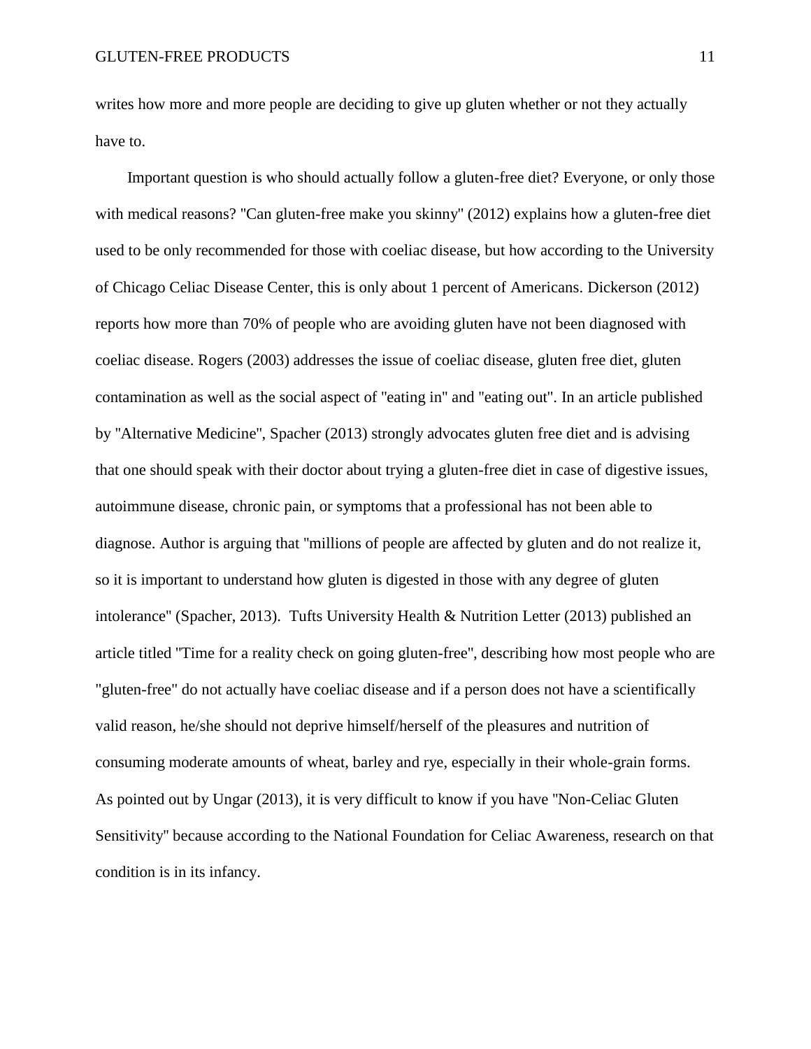writes how more and more people are deciding to give up gluten whether or not they actually have to.

Important question is who should actually follow a gluten-free diet? Everyone, or only those with medical reasons? "Can gluten-free make you skinny" (2012) explains how a gluten-free diet used to be only recommended for those with coeliac disease, but how according to the University of Chicago Celiac Disease Center, this is only about 1 percent of Americans. Dickerson (2012) reports how more than 70% of people who are avoiding gluten have not been diagnosed with coeliac disease. Rogers (2003) addresses the issue of coeliac disease, gluten free diet, gluten contamination as well as the social aspect of "eating in" and "eating out". In an article published by "Alternative Medicine", Spacher (2013) strongly advocates gluten free diet and is advising that one should speak with their doctor about trying a gluten-free diet in case of digestive issues, autoimmune disease, chronic pain, or symptoms that a professional has not been able to diagnose. Author is arguing that "millions of people are affected by gluten and do not realize it, so it is important to understand how gluten is digested in those with any degree of gluten intolerance" (Spacher, 2013). Tufts University Health & Nutrition Letter (2013) published an article titled "Time for a reality check on going gluten-free", describing how most people who are "gluten-free" do not actually have coeliac disease and if a person does not have a scientifically valid reason, he/she should not deprive himself/herself of the pleasures and nutrition of consuming moderate amounts of wheat, barley and rye, especially in their whole-grain forms. As pointed out by Ungar (2013), it is very difficult to know if you have "Non-Celiac Gluten Sensitivity" because according to the National Foundation for Celiac Awareness, research on that condition is in its infancy.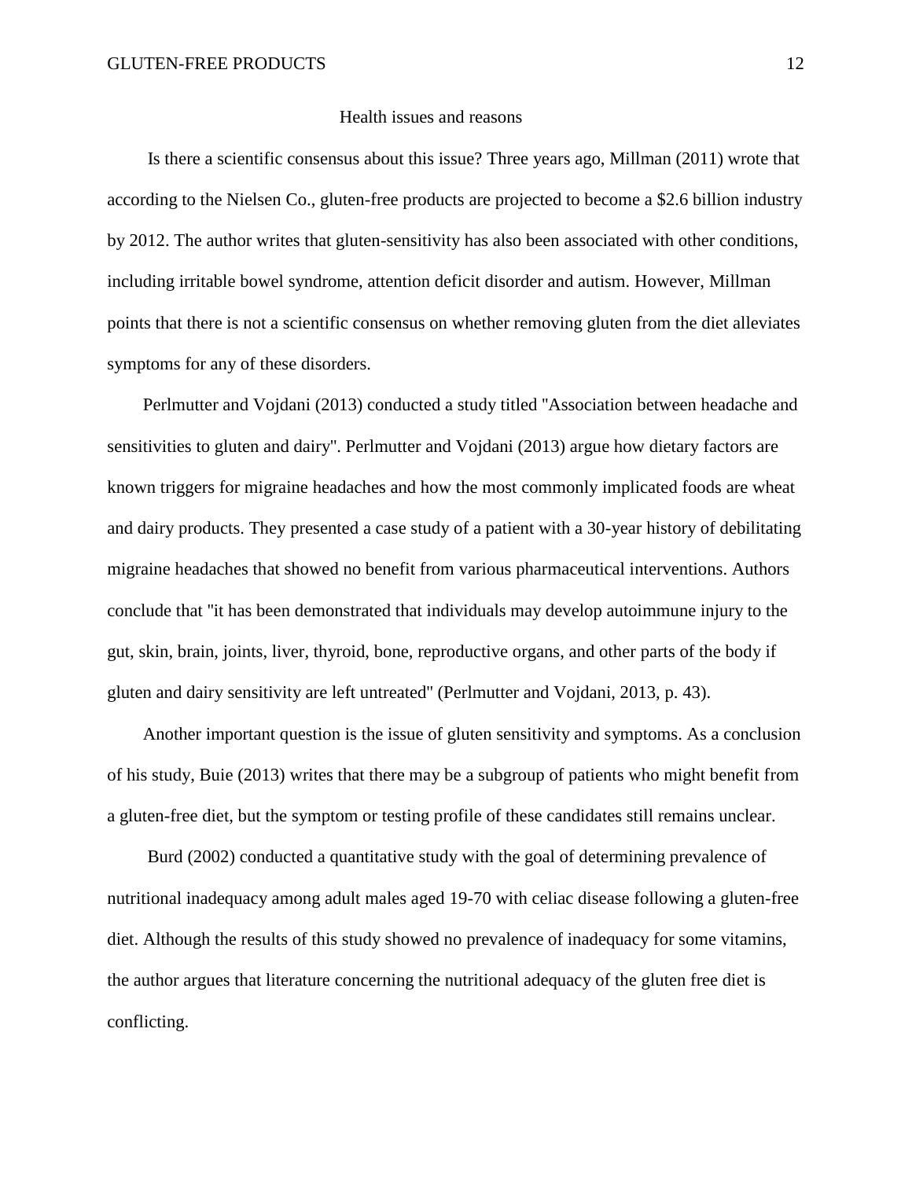## Health issues and reasons

Is there a scientific consensus about this issue? Three years ago, Millman (2011) wrote that according to the Nielsen Co., gluten-free products are projected to become a $2.6 billion industry by 2012. The author writes that gluten-sensitivity has also been associated with other conditions, including irritable bowel syndrome, attention deficit disorder and autism. However, Millman points that there is not a scientific consensus on whether removing gluten from the diet alleviates symptoms for any of these disorders.

Perlmutter and Vojdani (2013) conducted a study titled "Association between headache and sensitivities to gluten and dairy". Perlmutter and Vojdani (2013) argue how dietary factors are known triggers for migraine headaches and how the most commonly implicated foods are wheat and dairy products. They presented a case study of a patient with a 30-year history of debilitating migraine headaches that showed no benefit from various pharmaceutical interventions. Authors conclude that "it has been demonstrated that individuals may develop autoimmune injury to the gut, skin, brain, joints, liver, thyroid, bone, reproductive organs, and other parts of the body if gluten and dairy sensitivity are left untreated" (Perlmutter and Vojdani, 2013, p. 43).

Another important question is the issue of gluten sensitivity and symptoms. As a conclusion of his study, Buie (2013) writes that there may be a subgroup of patients who might benefit from a gluten-free diet, but the symptom or testing profile of these candidates still remains unclear.

Burd (2002) conducted a quantitative study with the goal of determining prevalence of nutritional inadequacy among adult males aged 19-70 with celiac disease following a gluten-free diet. Although the results of this study showed no prevalence of inadequacy for some vitamins, the author argues that literature concerning the nutritional adequacy of the gluten free diet is conflicting.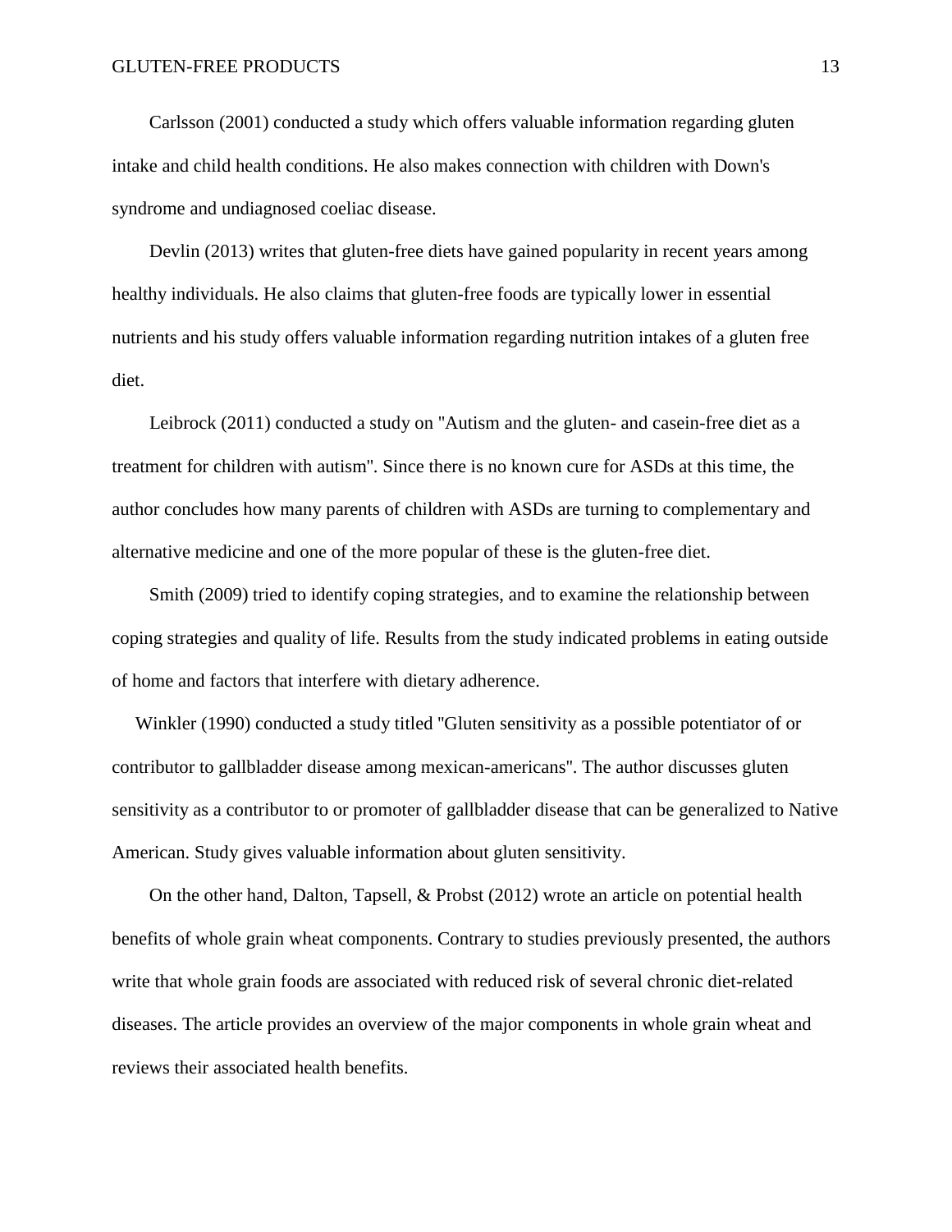Carlsson (2001) conducted a study which offers valuable information regarding gluten intake and child health conditions. He also makes connection with children with Down's syndrome and undiagnosed coeliac disease.

Devlin (2013) writes that gluten-free diets have gained popularity in recent years among healthy individuals. He also claims that gluten-free foods are typically lower in essential nutrients and his study offers valuable information regarding nutrition intakes of a gluten free diet.

Leibrock (2011) conducted a study on "Autism and the gluten- and casein-free diet as a treatment for children with autism". Since there is no known cure for ASDs at this time, the author concludes how many parents of children with ASDs are turning to complementary and alternative medicine and one of the more popular of these is the gluten-free diet.

Smith (2009) tried to identify coping strategies, and to examine the relationship between coping strategies and quality of life. Results from the study indicated problems in eating outside of home and factors that interfere with dietary adherence.

Winkler (1990) conducted a study titled "Gluten sensitivity as a possible potentiator of or contributor to gallbladder disease among mexican-americans". The author discusses gluten sensitivity as a contributor to or promoter of gallbladder disease that can be generalized to Native American. Study gives valuable information about gluten sensitivity.

On the other hand, Dalton, Tapsell, & Probst (2012) wrote an article on potential health benefits of whole grain wheat components. Contrary to studies previously presented, the authors write that whole grain foods are associated with reduced risk of several chronic diet-related diseases. The article provides an overview of the major components in whole grain wheat and reviews their associated health benefits.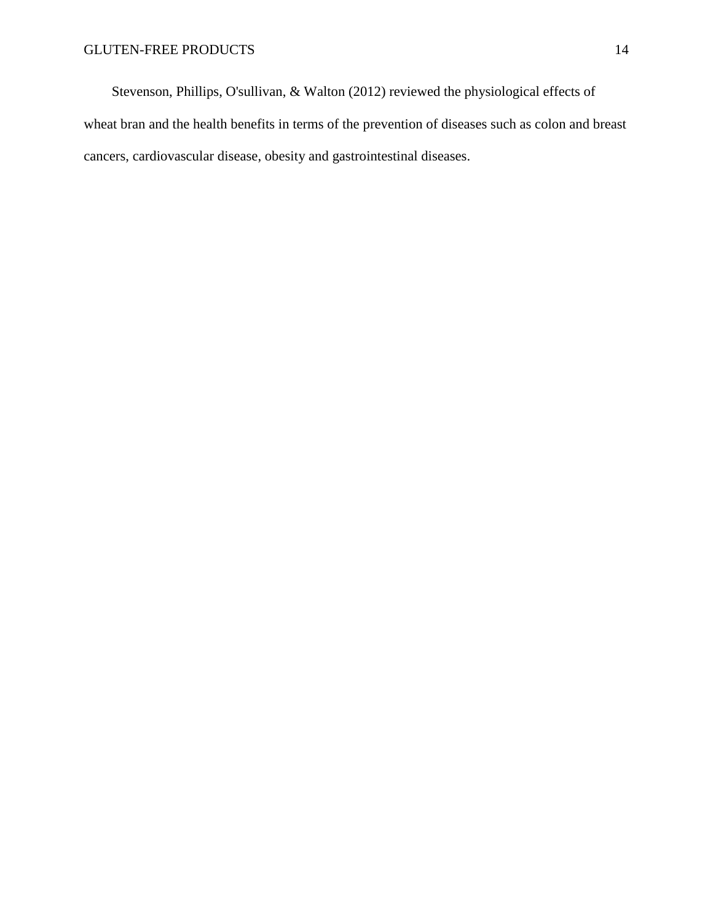Stevenson, Phillips, O'sullivan, & Walton (2012) reviewed the physiological effects of wheat bran and the health benefits in terms of the prevention of diseases such as colon and breast cancers, cardiovascular disease, obesity and gastrointestinal diseases.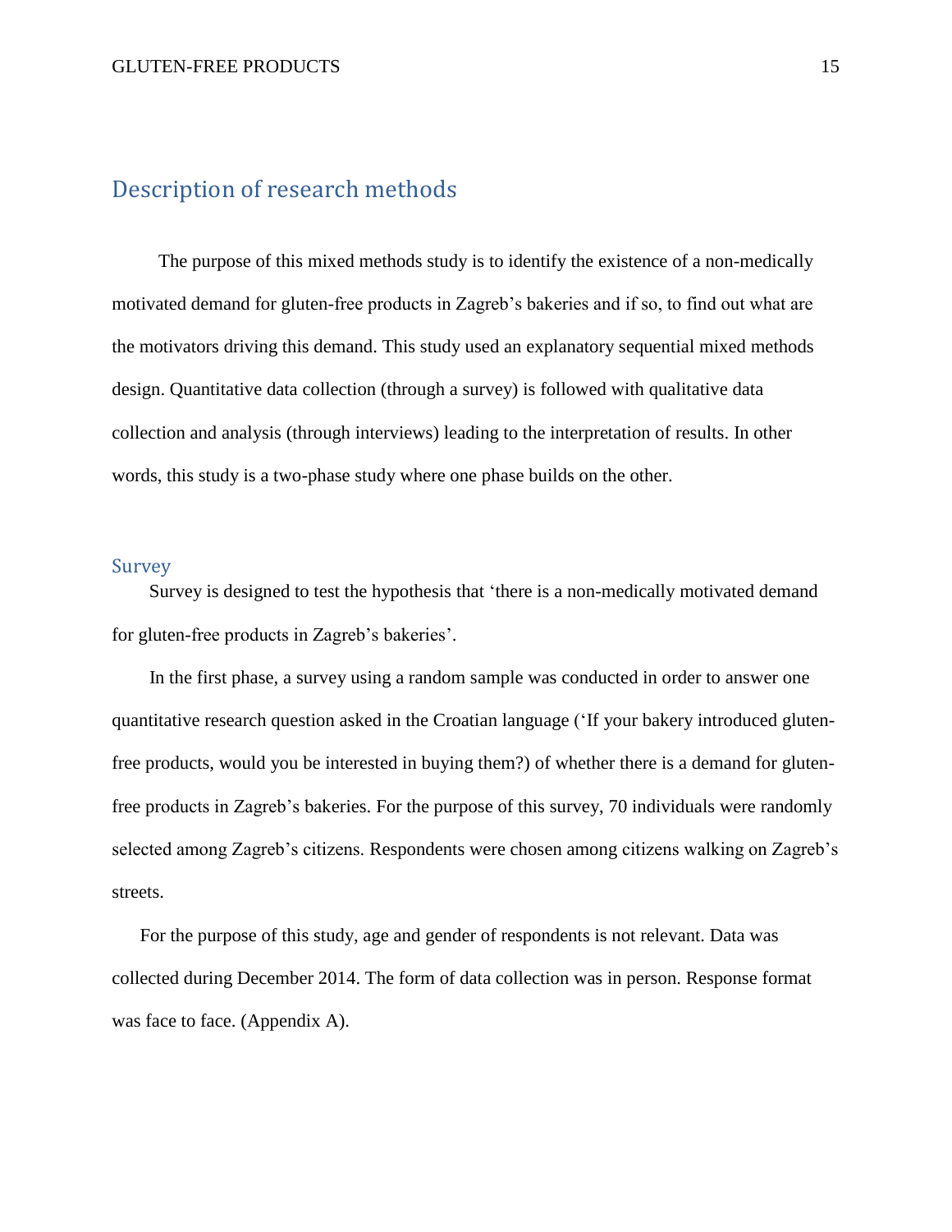# Description of research methods

The purpose of this mixed methods study is to identify the existence of a non-medically motivated demand for gluten-free products in Zagreb's bakeries and if so, to find out what are the motivators driving this demand. This study used an explanatory sequential mixed methods design. Quantitative data collection (through a survey) is followed with qualitative data collection and analysis (through interviews) leading to the interpretation of results. In other words, this study is a two-phase study where one phase builds on the other.

## Survey

Survey is designed to test the hypothesis that 'there is a non-medically motivated demand for gluten-free products in Zagreb's bakeries'.

In the first phase, a survey using a random sample was conducted in order to answer one quantitative research question asked in the Croatian language ('If your bakery introduced gluten-free products, would you be interested in buying them?) of whether there is a demand for gluten-free products in Zagreb's bakeries. For the purpose of this survey, 70 individuals were randomly selected among Zagreb's citizens. Respondents were chosen among citizens walking on Zagreb's streets.

For the purpose of this study, age and gender of respondents is not relevant. Data was collected during December 2014. The form of data collection was in person. Response format was face to face. (Appendix A).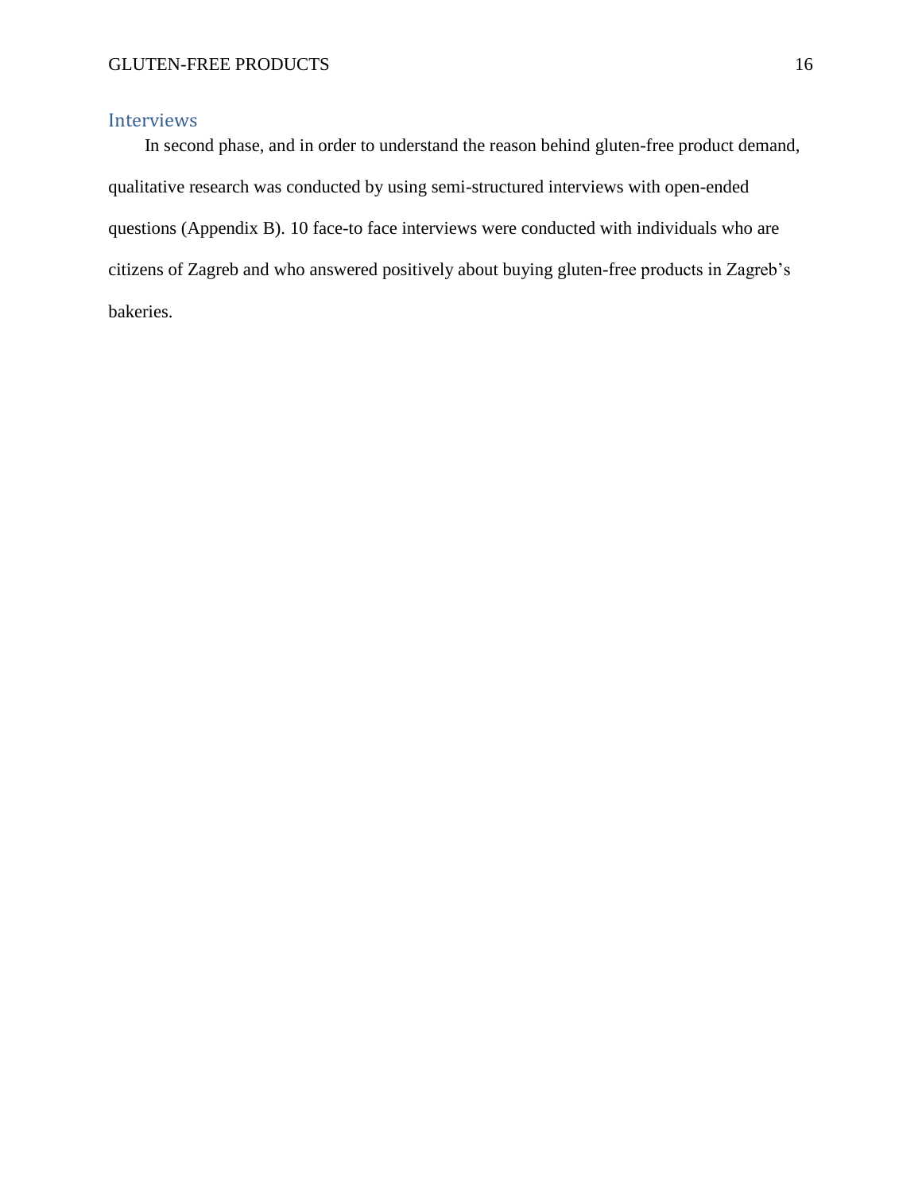## Interviews

In second phase, and in order to understand the reason behind gluten-free product demand, qualitative research was conducted by using semi-structured interviews with open-ended questions (Appendix B). 10 face-to face interviews were conducted with individuals who are citizens of Zagreb and who answered positively about buying gluten-free products in Zagreb's bakeries.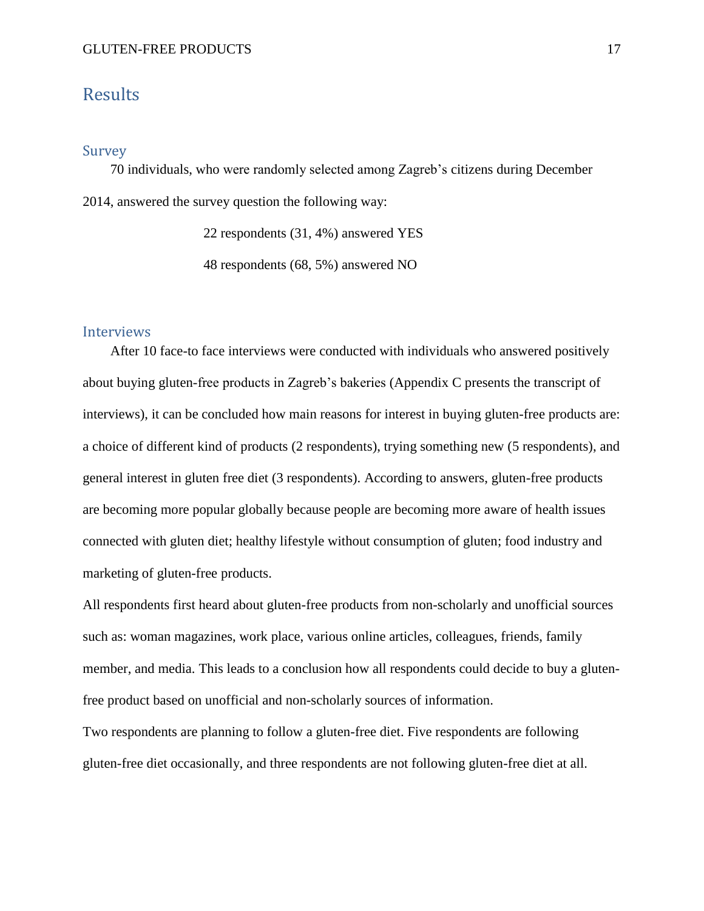# Results

## Survey

70 individuals, who were randomly selected among Zagreb's citizens during December 2014, answered the survey question the following way:

22 respondents (31, 4%) answered YES

48 respondents (68, 5%) answered NO

## Interviews

After 10 face-to face interviews were conducted with individuals who answered positively about buying gluten-free products in Zagreb's bakeries (Appendix C presents the transcript of interviews), it can be concluded how main reasons for interest in buying gluten-free products are: a choice of different kind of products (2 respondents), trying something new (5 respondents), and general interest in gluten free diet (3 respondents). According to answers, gluten-free products are becoming more popular globally because people are becoming more aware of health issues connected with gluten diet; healthy lifestyle without consumption of gluten; food industry and marketing of gluten-free products.

All respondents first heard about gluten-free products from non-scholarly and unofficial sources such as: woman magazines, work place, various online articles, colleagues, friends, family member, and media. This leads to a conclusion how all respondents could decide to buy a gluten-free product based on unofficial and non-scholarly sources of information.

Two respondents are planning to follow a gluten-free diet. Five respondents are following gluten-free diet occasionally, and three respondents are not following gluten-free diet at all.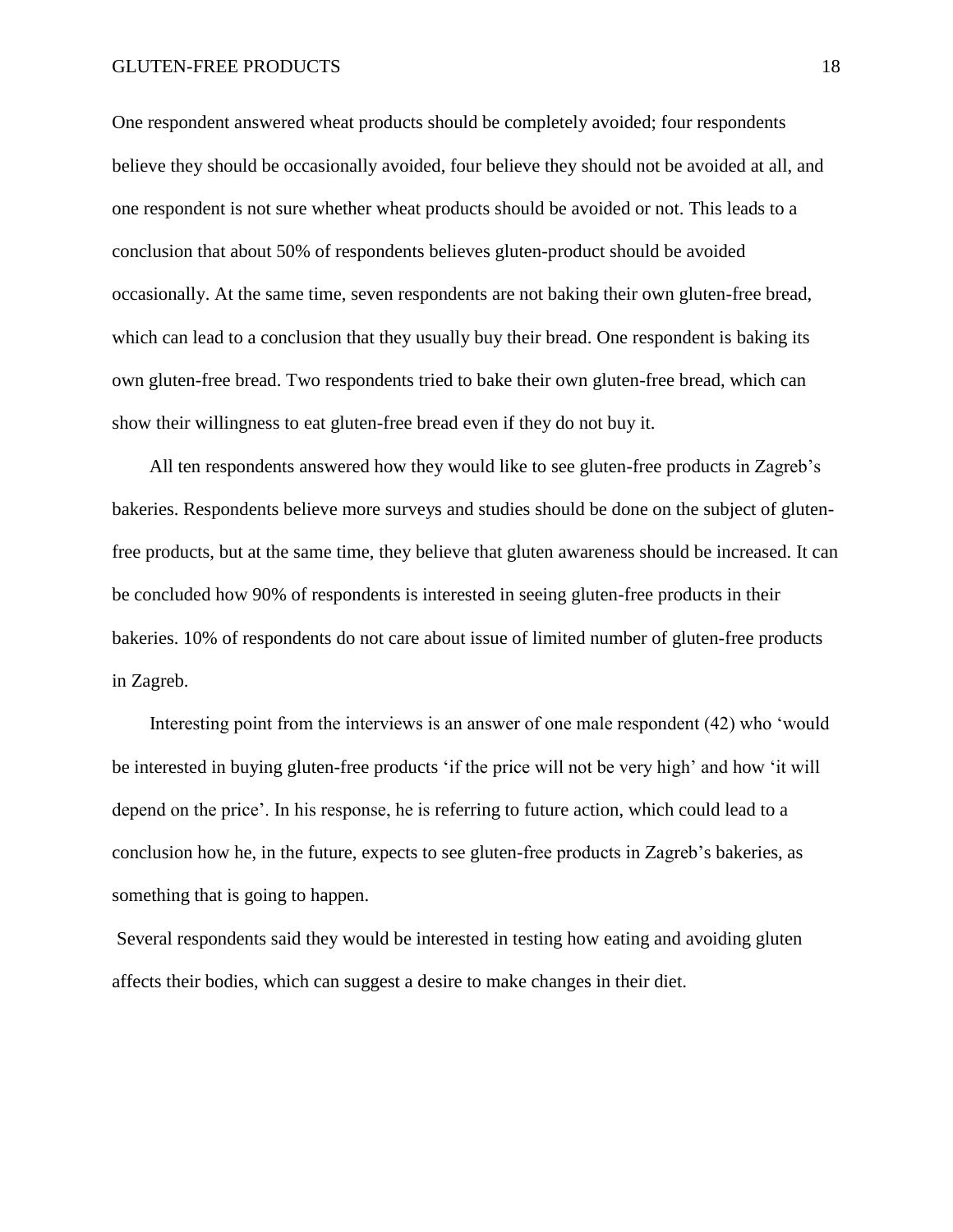One respondent answered wheat products should be completely avoided; four respondents believe they should be occasionally avoided, four believe they should not be avoided at all, and one respondent is not sure whether wheat products should be avoided or not. This leads to a conclusion that about 50% of respondents believes gluten-product should be avoided occasionally. At the same time, seven respondents are not baking their own gluten-free bread, which can lead to a conclusion that they usually buy their bread. One respondent is baking its own gluten-free bread. Two respondents tried to bake their own gluten-free bread, which can show their willingness to eat gluten-free bread even if they do not buy it.

All ten respondents answered how they would like to see gluten-free products in Zagreb's bakeries. Respondents believe more surveys and studies should be done on the subject of gluten-free products, but at the same time, they believe that gluten awareness should be increased. It can be concluded how 90% of respondents is interested in seeing gluten-free products in their bakeries. 10% of respondents do not care about issue of limited number of gluten-free products in Zagreb.

Interesting point from the interviews is an answer of one male respondent (42) who 'would be interested in buying gluten-free products 'if the price will not be very high' and how 'it will depend on the price'. In his response, he is referring to future action, which could lead to a conclusion how he, in the future, expects to see gluten-free products in Zagreb's bakeries, as something that is going to happen.

Several respondents said they would be interested in testing how eating and avoiding gluten affects their bodies, which can suggest a desire to make changes in their diet.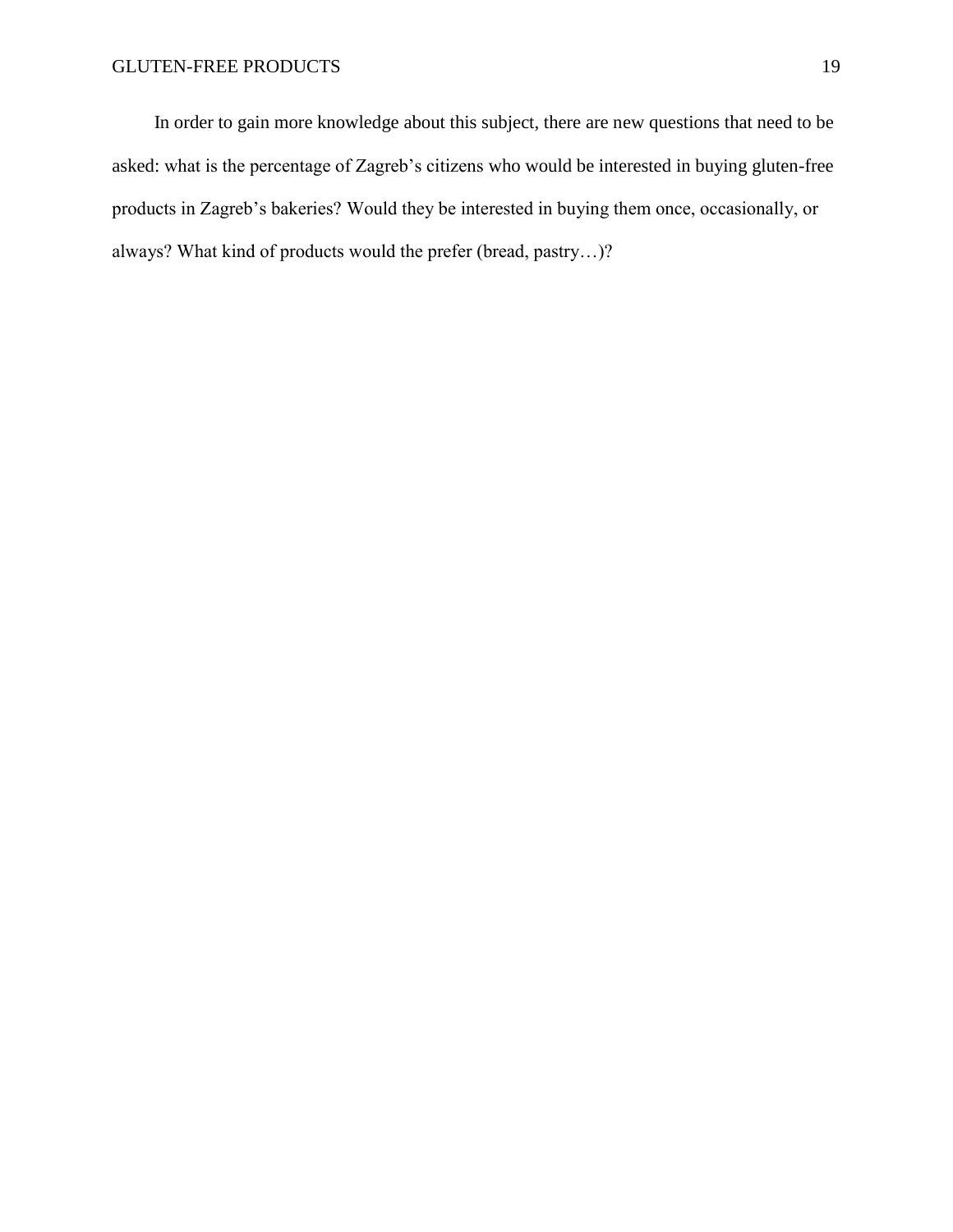In order to gain more knowledge about this subject, there are new questions that need to be asked: what is the percentage of Zagreb's citizens who would be interested in buying gluten-free products in Zagreb's bakeries? Would they be interested in buying them once, occasionally, or always? What kind of products would the prefer (bread, pastry…)?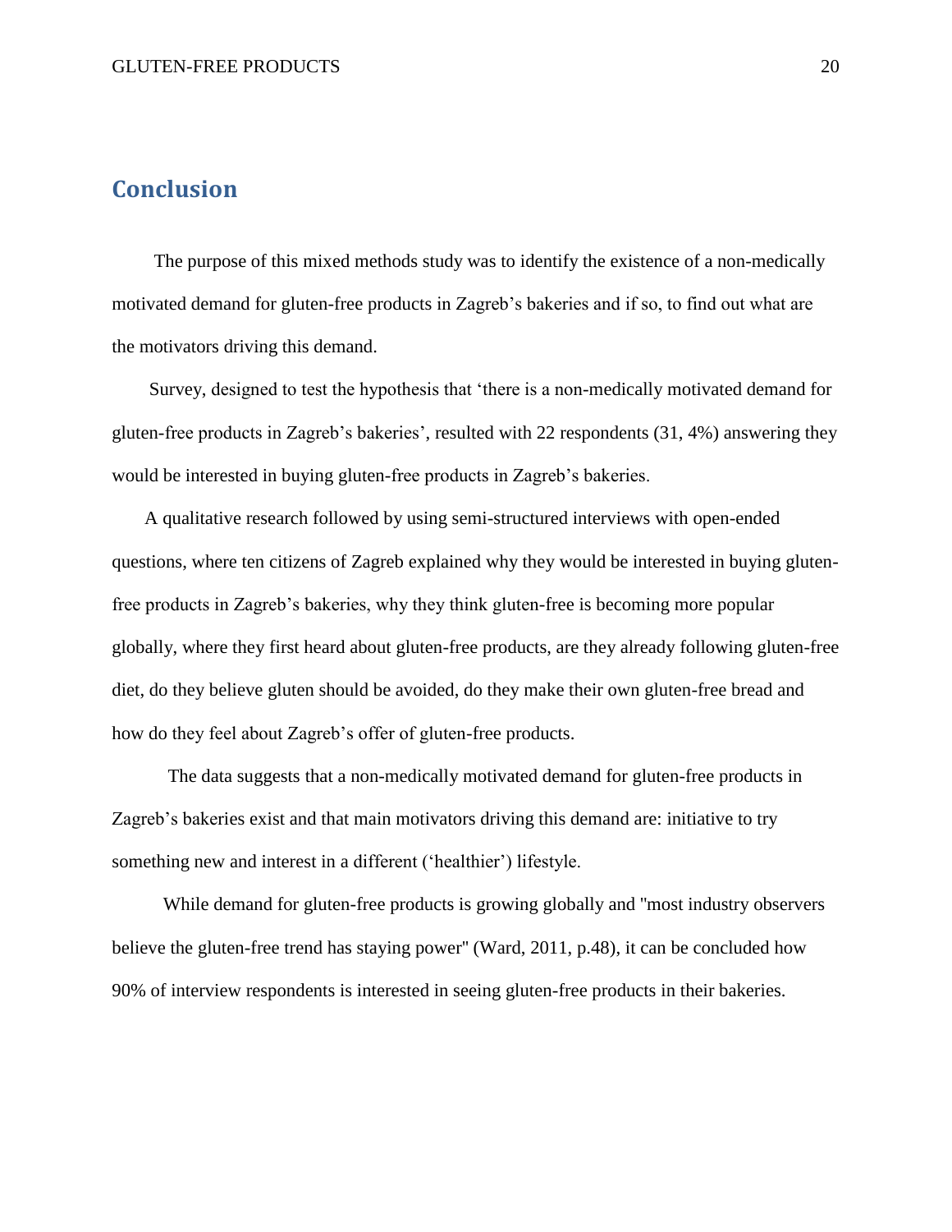## Conclusion

The purpose of this mixed methods study was to identify the existence of a non-medically motivated demand for gluten-free products in Zagreb's bakeries and if so, to find out what are the motivators driving this demand.

Survey, designed to test the hypothesis that 'there is a non-medically motivated demand for gluten-free products in Zagreb's bakeries', resulted with 22 respondents (31, 4%) answering they would be interested in buying gluten-free products in Zagreb's bakeries.

A qualitative research followed by using semi-structured interviews with open-ended questions, where ten citizens of Zagreb explained why they would be interested in buying gluten-free products in Zagreb's bakeries, why they think gluten-free is becoming more popular globally, where they first heard about gluten-free products, are they already following gluten-free diet, do they believe gluten should be avoided, do they make their own gluten-free bread and how do they feel about Zagreb's offer of gluten-free products.

The data suggests that a non-medically motivated demand for gluten-free products in Zagreb's bakeries exist and that main motivators driving this demand are: initiative to try something new and interest in a different ('healthier') lifestyle.

While demand for gluten-free products is growing globally and "most industry observers believe the gluten-free trend has staying power" (Ward, 2011, p.48), it can be concluded how 90% of interview respondents is interested in seeing gluten-free products in their bakeries.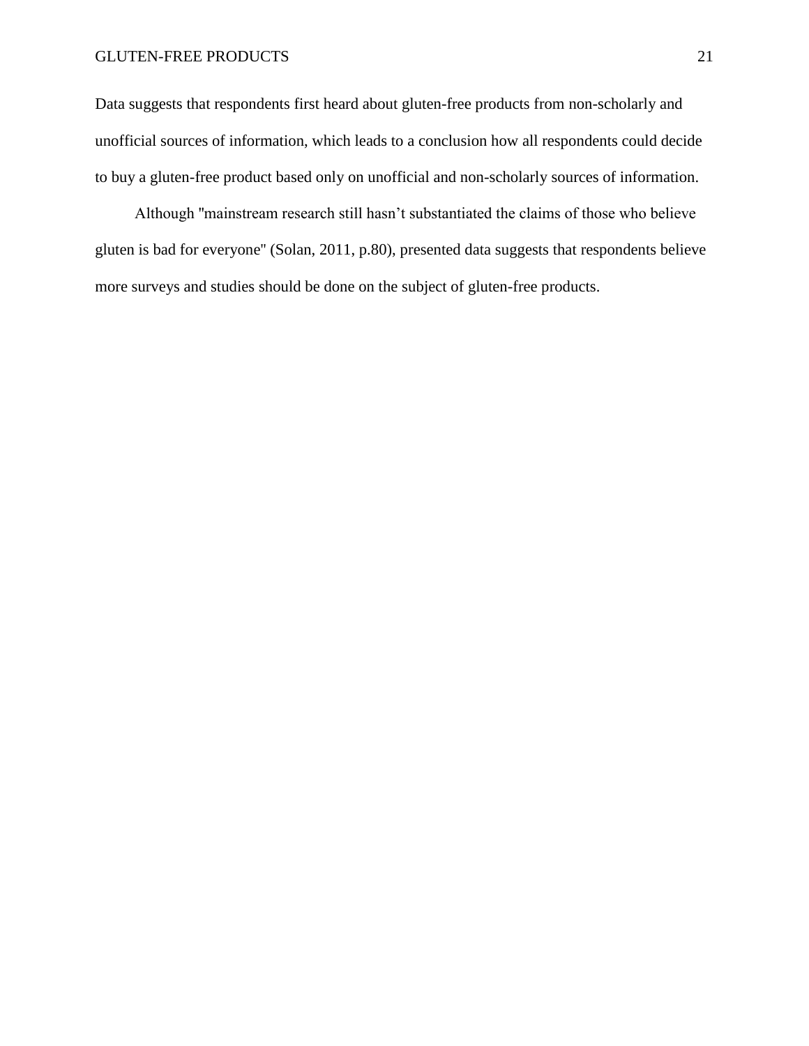Data suggests that respondents first heard about gluten-free products from non-scholarly and unofficial sources of information, which leads to a conclusion how all respondents could decide to buy a gluten-free product based only on unofficial and non-scholarly sources of information.

Although "mainstream research still hasn't substantiated the claims of those who believe gluten is bad for everyone" (Solan, 2011, p.80), presented data suggests that respondents believe more surveys and studies should be done on the subject of gluten-free products.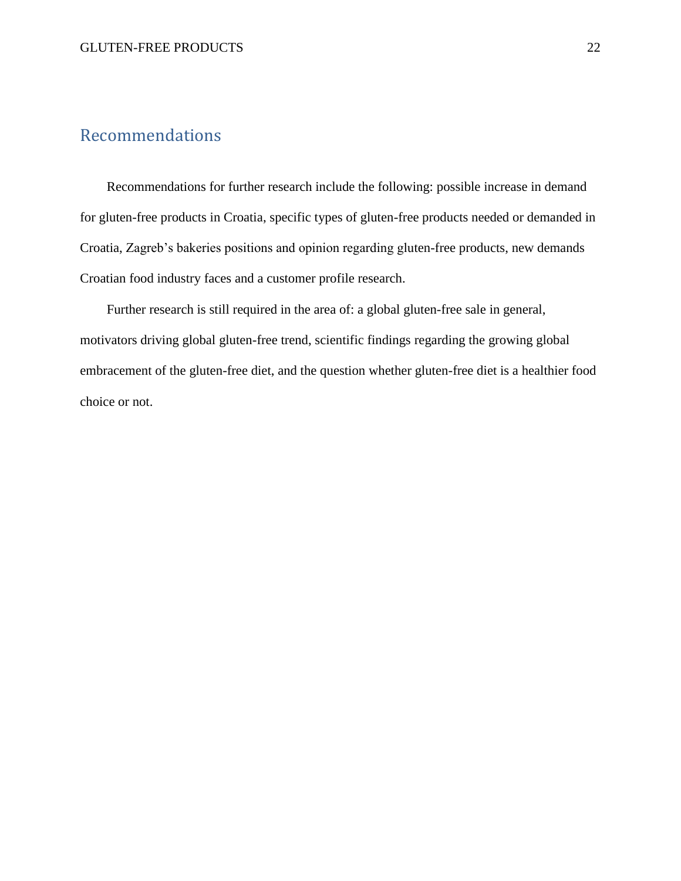# Recommendations

Recommendations for further research include the following: possible increase in demand for gluten-free products in Croatia, specific types of gluten-free products needed or demanded in Croatia, Zagreb's bakeries positions and opinion regarding gluten-free products, new demands Croatian food industry faces and a customer profile research.

Further research is still required in the area of: a global gluten-free sale in general, motivators driving global gluten-free trend, scientific findings regarding the growing global embracement of the gluten-free diet, and the question whether gluten-free diet is a healthier food choice or not.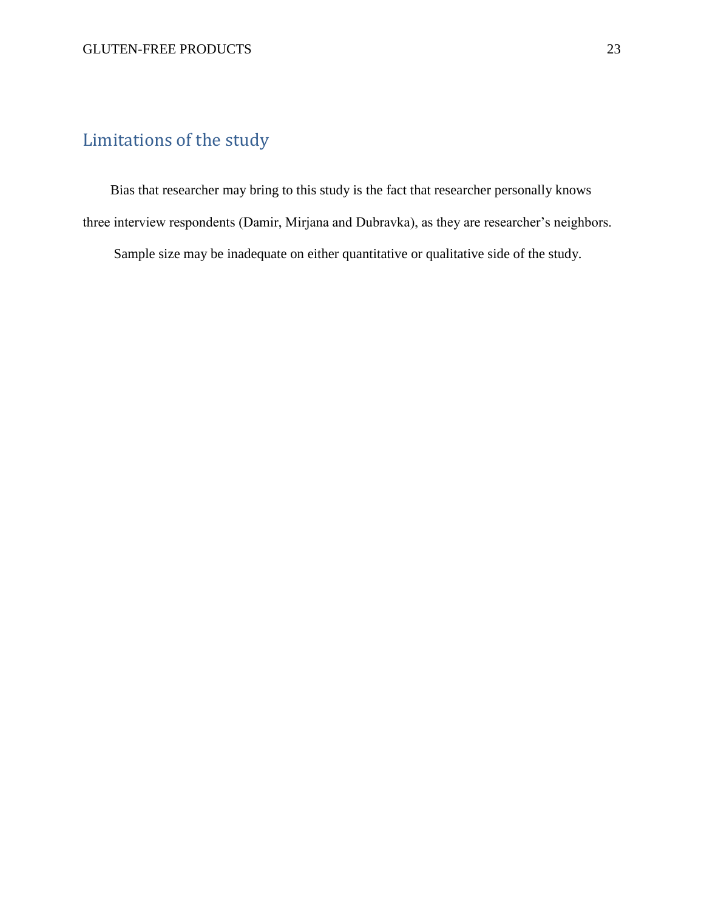## Limitations of the study

Bias that researcher may bring to this study is the fact that researcher personally knows three interview respondents (Damir, Mirjana and Dubravka), as they are researcher's neighbors.

Sample size may be inadequate on either quantitative or qualitative side of the study.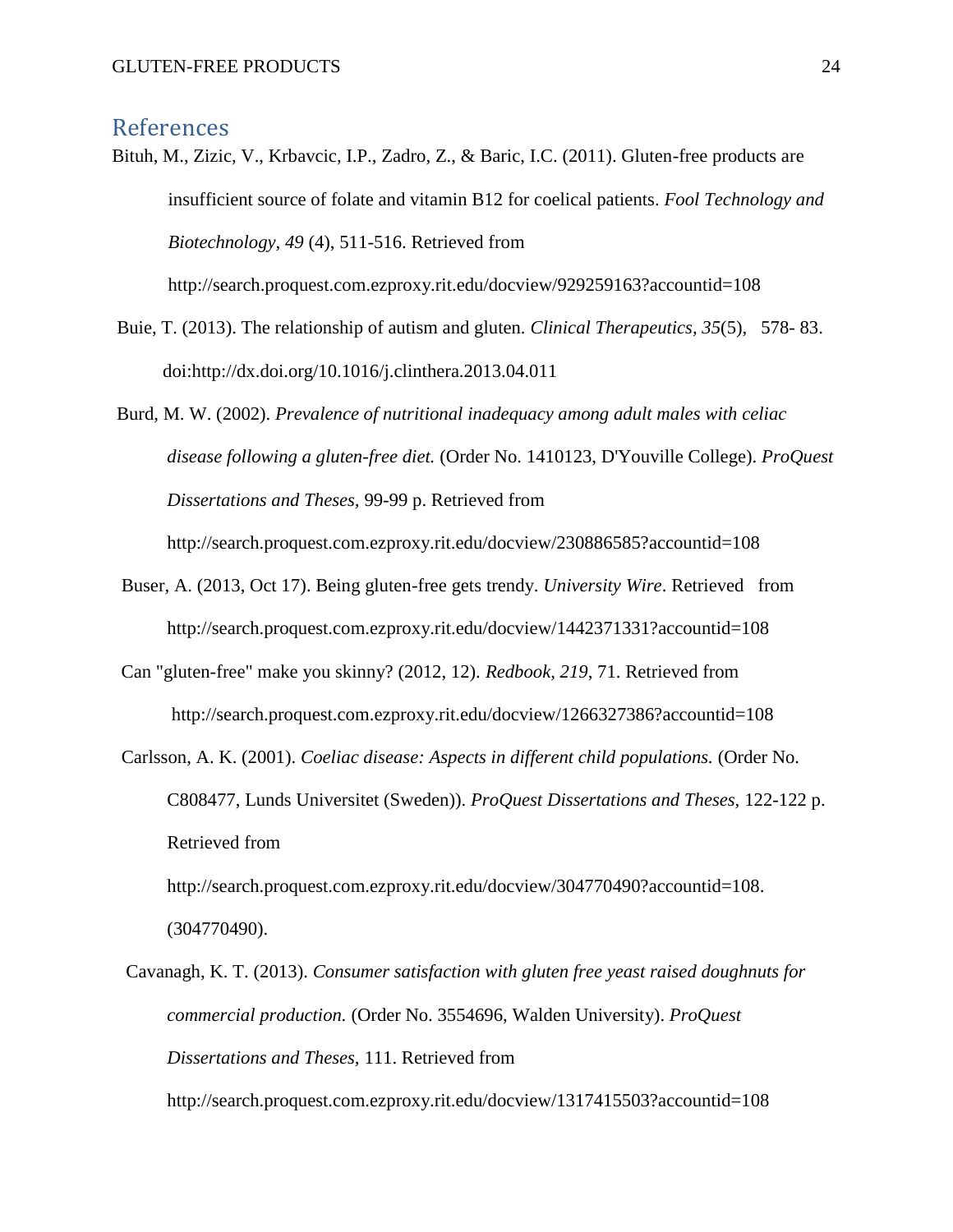## References

Bituh, M., Zizic, V., Krbavcic, I.P., Zadro, Z., & Baric, I.C. (2011). Gluten-free products are insufficient source of folate and vitamin B12 for coelical patients. *Fool Technology and Biotechnology, 49* (4), 511-516. Retrieved from http://search.proquest.com.ezproxy.rit.edu/docview/929259163?accountid=108

Buie, T. (2013). The relationship of autism and gluten. *Clinical Therapeutics, 35*(5), 578- 83. doi:http://dx.doi.org/10.1016/j.clinthera.2013.04.011

Burd, M. W. (2002). *Prevalence of nutritional inadequacy among adult males with celiac disease following a gluten-free diet.* (Order No. 1410123, D'Youville College). *ProQuest Dissertations and Theses,* 99-99 p. Retrieved from http://search.proquest.com.ezproxy.rit.edu/docview/230886585?accountid=108

Buser, A. (2013, Oct 17). Being gluten-free gets trendy. *University Wire*. Retrieved from http://search.proquest.com.ezproxy.rit.edu/docview/1442371331?accountid=108

Can "gluten-free" make you skinny? (2012, 12). *Redbook, 219*, 71. Retrieved from http://search.proquest.com.ezproxy.rit.edu/docview/1266327386?accountid=108

Carlsson, A. K. (2001). *Coeliac disease: Aspects in different child populations.* (Order No. C808477, Lunds Universitet (Sweden)). *ProQuest Dissertations and Theses,* 122-122 p. Retrieved from http://search.proquest.com.ezproxy.rit.edu/docview/304770490?accountid=108. (304770490).

Cavanagh, K. T. (2013). *Consumer satisfaction with gluten free yeast raised doughnuts for commercial production.* (Order No. 3554696, Walden University). *ProQuest Dissertations and Theses,* 111. Retrieved from http://search.proquest.com.ezproxy.rit.edu/docview/1317415503?accountid=108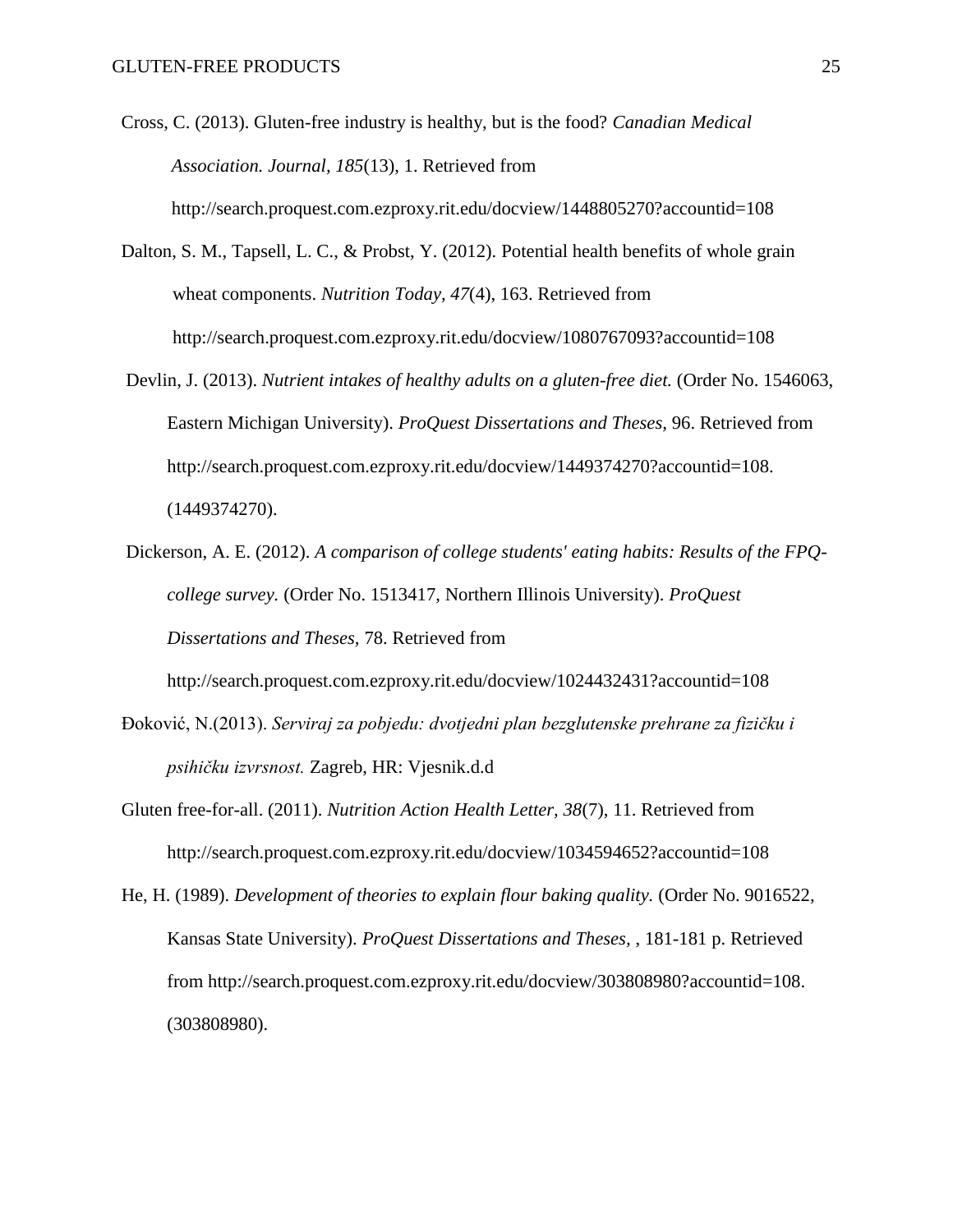Cross, C. (2013). Gluten-free industry is healthy, but is the food? *Canadian Medical Association. Journal, 185*(13), 1. Retrieved from http://search.proquest.com.ezproxy.rit.edu/docview/1448805270?accountid=108

Dalton, S. M., Tapsell, L. C., & Probst, Y. (2012). Potential health benefits of whole grain wheat components. *Nutrition Today, 47*(4), 163. Retrieved from http://search.proquest.com.ezproxy.rit.edu/docview/1080767093?accountid=108

Devlin, J. (2013). *Nutrient intakes of healthy adults on a gluten-free diet.* (Order No. 1546063, Eastern Michigan University). *ProQuest Dissertations and Theses,* 96. Retrieved from http://search.proquest.com.ezproxy.rit.edu/docview/1449374270?accountid=108. (1449374270).

Dickerson, A. E. (2012). *A comparison of college students' eating habits: Results of the FPQ-college survey.* (Order No. 1513417, Northern Illinois University). *ProQuest Dissertations and Theses,* 78. Retrieved from http://search.proquest.com.ezproxy.rit.edu/docview/1024432431?accountid=108

Đoković, N.(2013). *Serviraj za pobjedu: dvotjedni plan bezglutenske prehrane za fizičku i psihičku izvrsnost.* Zagreb, HR: Vjesnik.d.d

Gluten free-for-all. (2011). *Nutrition Action Health Letter, 38*(7), 11. Retrieved from http://search.proquest.com.ezproxy.rit.edu/docview/1034594652?accountid=108

He, H. (1989). *Development of theories to explain flour baking quality.* (Order No. 9016522, Kansas State University). *ProQuest Dissertations and Theses,* , 181-181 p. Retrieved from http://search.proquest.com.ezproxy.rit.edu/docview/303808980?accountid=108. (303808980).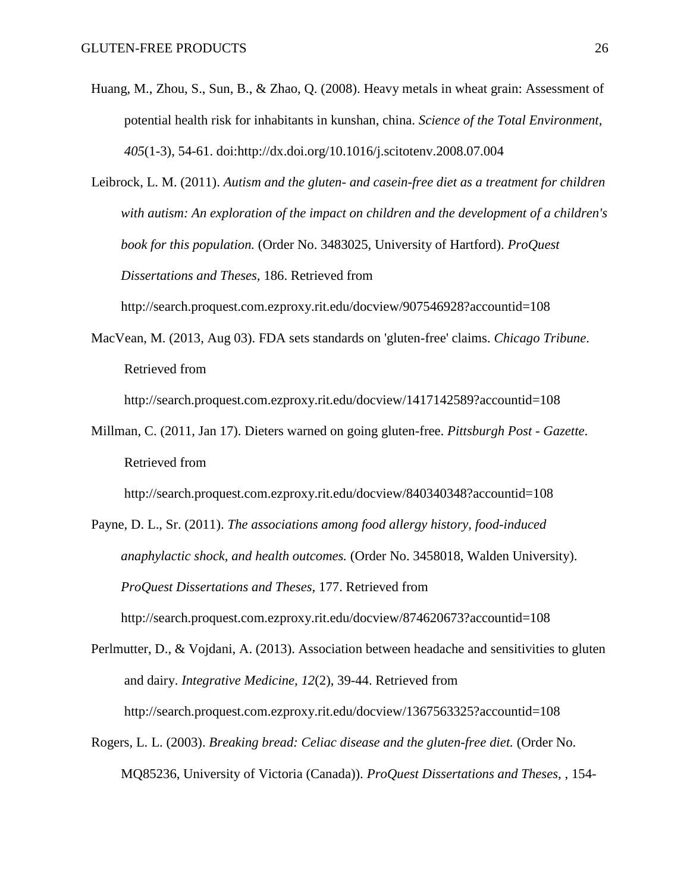Huang, M., Zhou, S., Sun, B., & Zhao, Q. (2008). Heavy metals in wheat grain: Assessment of potential health risk for inhabitants in kunshan, china. *Science of the Total Environment, 405*(1-3), 54-61. doi:http://dx.doi.org/10.1016/j.scitotenv.2008.07.004

Leibrock, L. M. (2011). *Autism and the gluten- and casein-free diet as a treatment for children with autism: An exploration of the impact on children and the development of a children's book for this population.* (Order No. 3483025, University of Hartford). *ProQuest Dissertations and Theses,* 186. Retrieved from http://search.proquest.com.ezproxy.rit.edu/docview/907546928?accountid=108

MacVean, M. (2013, Aug 03). FDA sets standards on 'gluten-free' claims. *Chicago Tribune*. Retrieved from http://search.proquest.com.ezproxy.rit.edu/docview/1417142589?accountid=108

Millman, C. (2011, Jan 17). Dieters warned on going gluten-free. *Pittsburgh Post - Gazette*. Retrieved from http://search.proquest.com.ezproxy.rit.edu/docview/840340348?accountid=108

Payne, D. L., Sr. (2011). *The associations among food allergy history, food-induced anaphylactic shock, and health outcomes.* (Order No. 3458018, Walden University). *ProQuest Dissertations and Theses,* 177. Retrieved from http://search.proquest.com.ezproxy.rit.edu/docview/874620673?accountid=108

Perlmutter, D., & Vojdani, A. (2013). Association between headache and sensitivities to gluten and dairy. *Integrative Medicine, 12*(2), 39-44. Retrieved from http://search.proquest.com.ezproxy.rit.edu/docview/1367563325?accountid=108

Rogers, L. L. (2003). *Breaking bread: Celiac disease and the gluten-free diet.* (Order No. MQ85236, University of Victoria (Canada)). *ProQuest Dissertations and Theses,* , 154-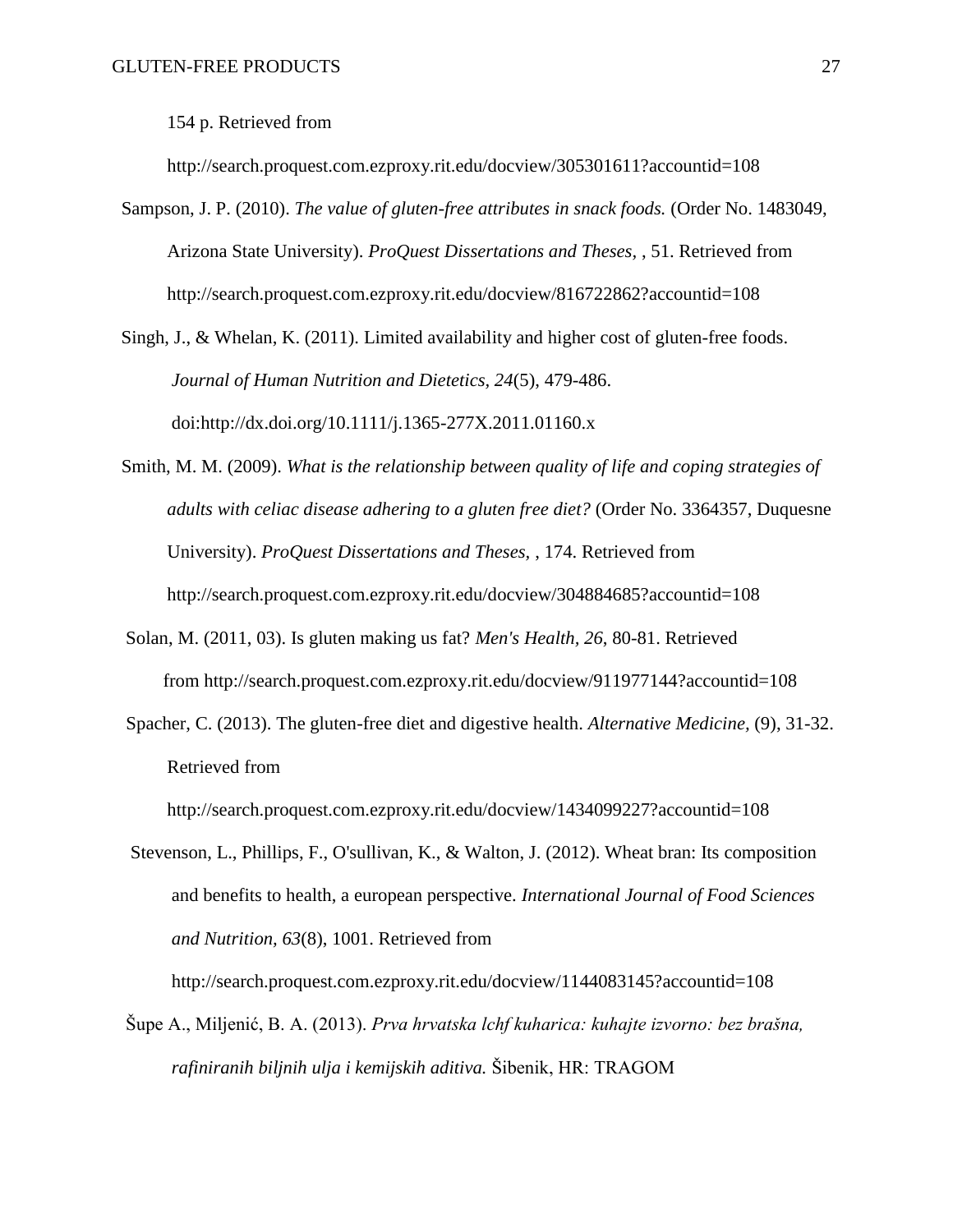154 p. Retrieved from http://search.proquest.com.ezproxy.rit.edu/docview/305301611?accountid=108

Sampson, J. P. (2010). *The value of gluten-free attributes in snack foods.* (Order No. 1483049, Arizona State University). *ProQuest Dissertations and Theses,* , 51. Retrieved from http://search.proquest.com.ezproxy.rit.edu/docview/816722862?accountid=108

Singh, J., & Whelan, K. (2011). Limited availability and higher cost of gluten-free foods. *Journal of Human Nutrition and Dietetics, 24*(5), 479-486. doi:http://dx.doi.org/10.1111/j.1365-277X.2011.01160.x

Smith, M. M. (2009). *What is the relationship between quality of life and coping strategies of adults with celiac disease adhering to a gluten free diet?* (Order No. 3364357, Duquesne University). *ProQuest Dissertations and Theses,* , 174. Retrieved from http://search.proquest.com.ezproxy.rit.edu/docview/304884685?accountid=108

Solan, M. (2011, 03). Is gluten making us fat? *Men's Health, 26*, 80-81. Retrieved from http://search.proquest.com.ezproxy.rit.edu/docview/911977144?accountid=108

Spacher, C. (2013). The gluten-free diet and digestive health. *Alternative Medicine,* (9), 31-32. Retrieved from http://search.proquest.com.ezproxy.rit.edu/docview/1434099227?accountid=108

Stevenson, L., Phillips, F., O'sullivan, K., & Walton, J. (2012). Wheat bran: Its composition and benefits to health, a european perspective. *International Journal of Food Sciences and Nutrition, 63*(8), 1001. Retrieved from http://search.proquest.com.ezproxy.rit.edu/docview/1144083145?accountid=108

Šupe A., Miljenić, B. A. (2013). *Prva hrvatska lchf kuharica: kuhajte izvorno: bez brašna, rafiniranih biljnih ulja i kemijskih aditiva.* Šibenik, HR: TRAGOM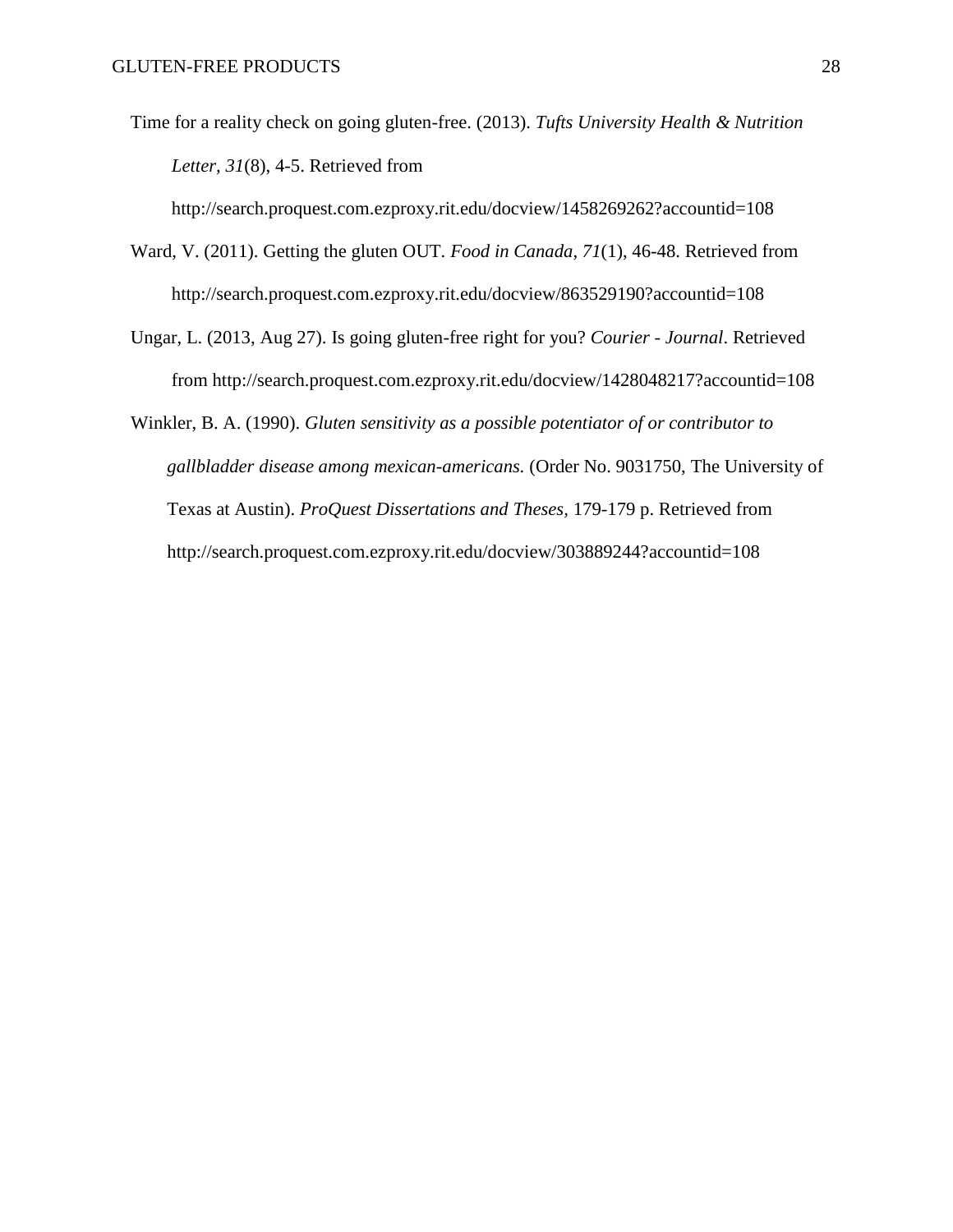Time for a reality check on going gluten-free. (2013). *Tufts University Health & Nutrition Letter, 31*(8), 4-5. Retrieved from http://search.proquest.com.ezproxy.rit.edu/docview/1458269262?accountid=108

Ward, V. (2011). Getting the gluten OUT. *Food in Canada, 71*(1), 46-48. Retrieved from http://search.proquest.com.ezproxy.rit.edu/docview/863529190?accountid=108

Ungar, L. (2013, Aug 27). Is going gluten-free right for you? *Courier - Journal*. Retrieved from http://search.proquest.com.ezproxy.rit.edu/docview/1428048217?accountid=108

Winkler, B. A. (1990). *Gluten sensitivity as a possible potentiator of or contributor to gallbladder disease among mexican-americans.* (Order No. 9031750, The University of Texas at Austin). *ProQuest Dissertations and Theses*, 179-179 p. Retrieved from http://search.proquest.com.ezproxy.rit.edu/docview/303889244?accountid=108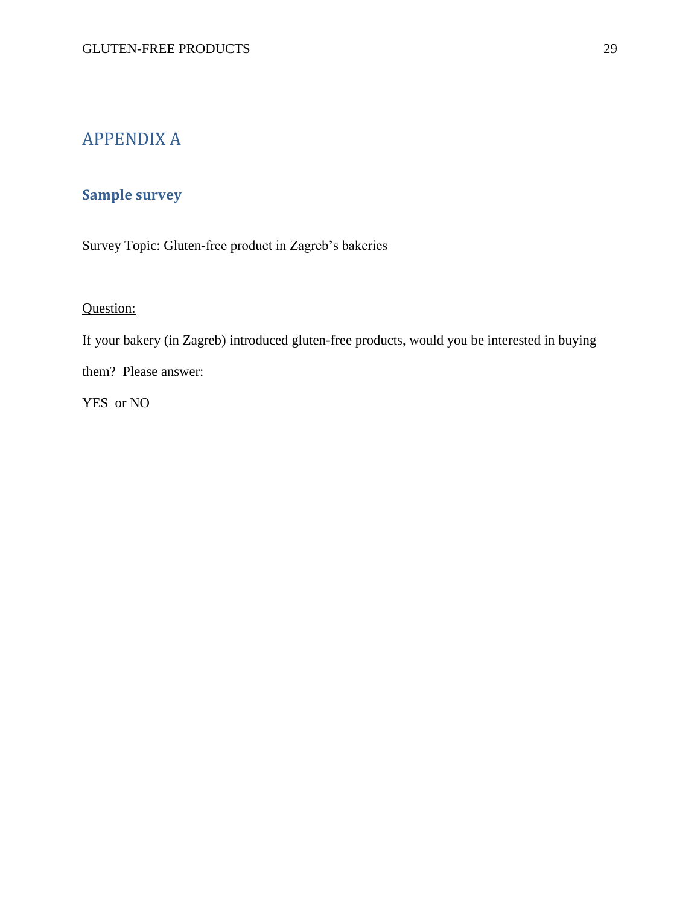# APPENDIX A

## Sample survey

Survey Topic: Gluten-free product in Zagreb's bakeries

Question:

If your bakery (in Zagreb) introduced gluten-free products, would you be interested in buying them? Please answer:

YES or NO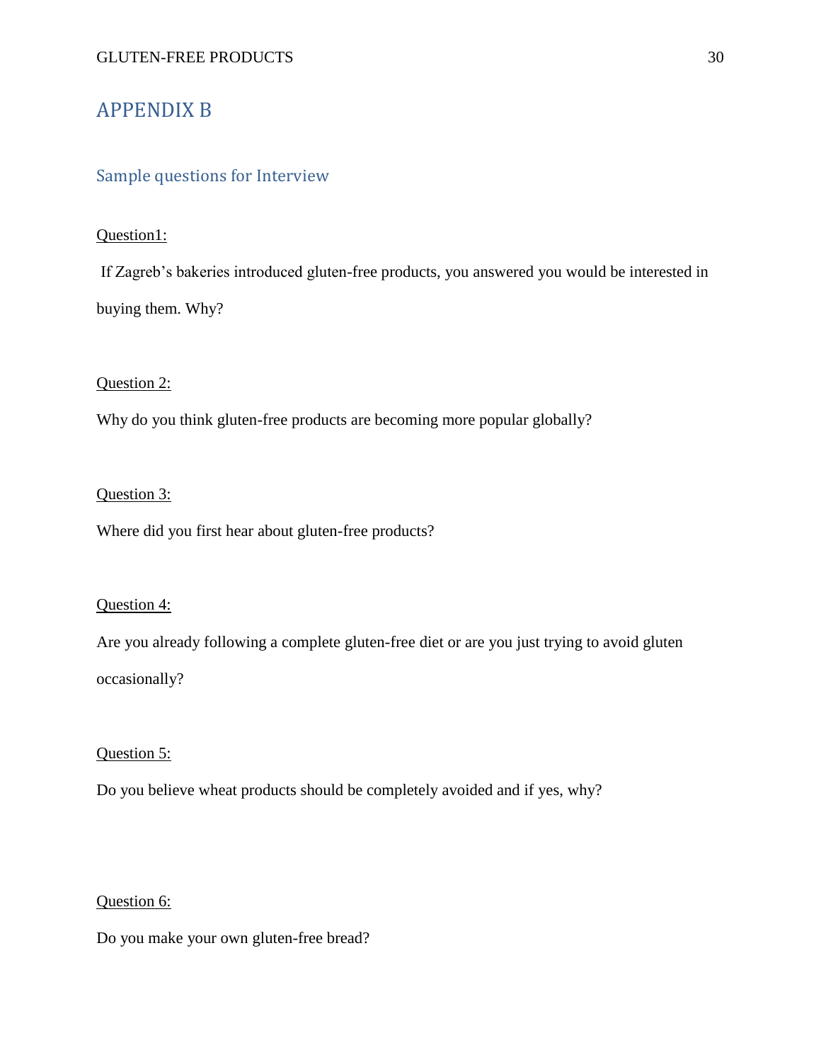# APPENDIX B

## Sample questions for Interview

<u>Question1:</u>

If Zagreb's bakeries introduced gluten-free products, you answered you would be interested in buying them. Why?

<u>Question 2:</u>

Why do you think gluten-free products are becoming more popular globally?

<u>Question 3:</u>

Where did you first hear about gluten-free products?

<u>Question 4:</u>

Are you already following a complete gluten-free diet or are you just trying to avoid gluten occasionally?

<u>Question 5:</u>

Do you believe wheat products should be completely avoided and if yes, why?

<u>Question 6:</u>

Do you make your own gluten-free bread?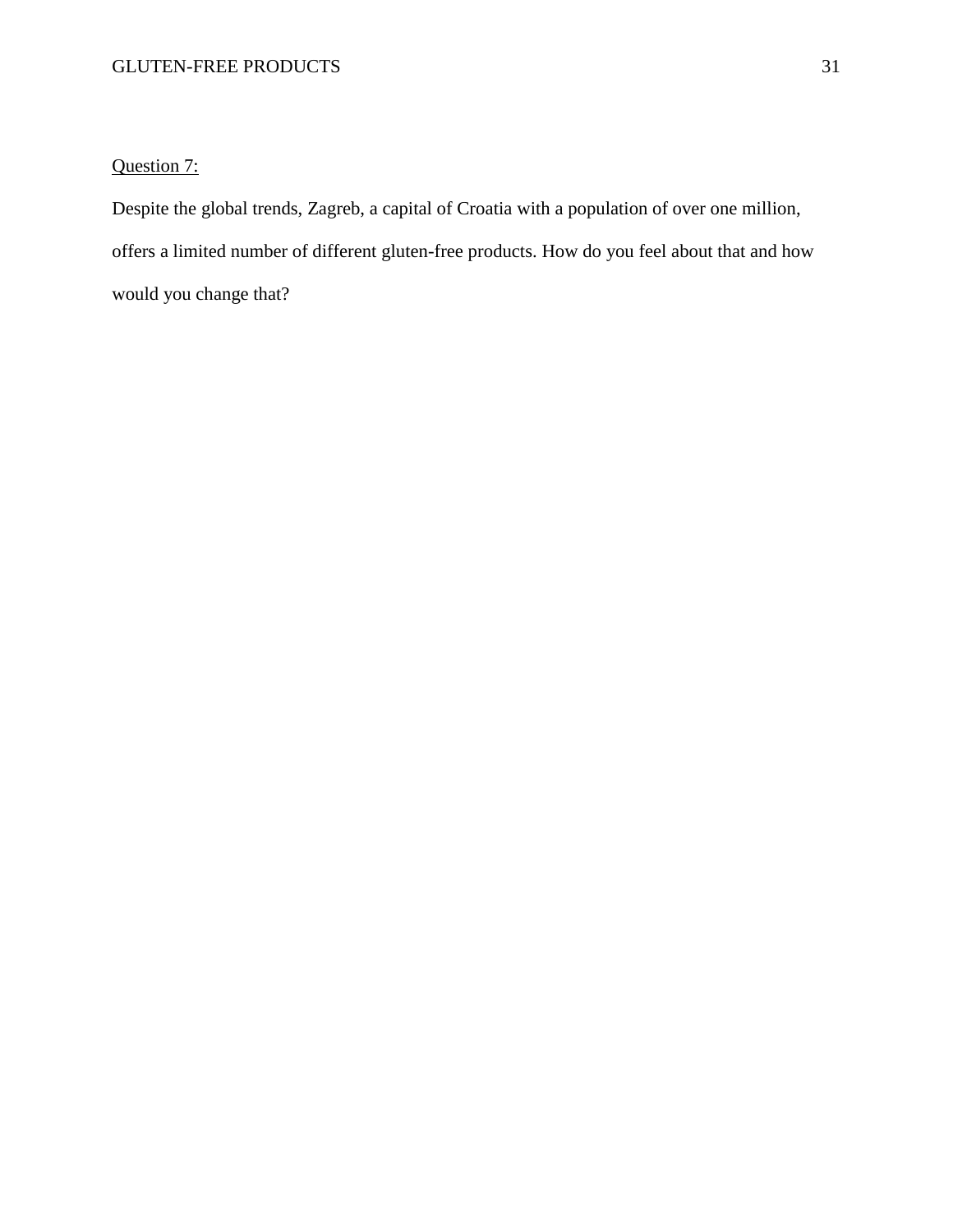<u>Question 7:</u>

Despite the global trends, Zagreb, a capital of Croatia with a population of over one million, offers a limited number of different gluten-free products. How do you feel about that and how would you change that?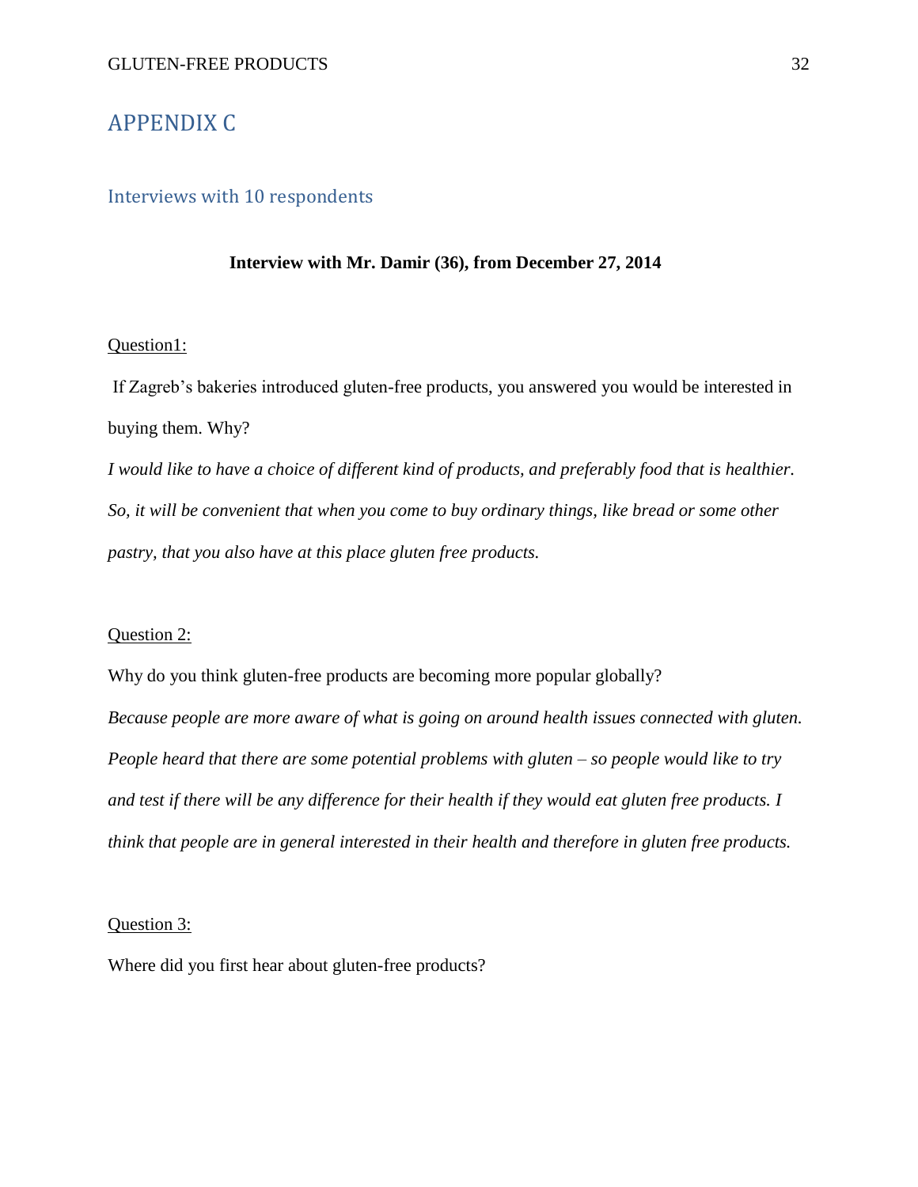# APPENDIX C

## Interviews with 10 respondents

**Interview with Mr. Damir (36), from December 27, 2014**

Question1:

If Zagreb's bakeries introduced gluten-free products, you answered you would be interested in buying them. Why?

*I would like to have a choice of different kind of products, and preferably food that is healthier. So, it will be convenient that when you come to buy ordinary things, like bread or some other pastry, that you also have at this place gluten free products.*

Question 2:

Why do you think gluten-free products are becoming more popular globally?

*Because people are more aware of what is going on around health issues connected with gluten. People heard that there are some potential problems with gluten – so people would like to try and test if there will be any difference for their health if they would eat gluten free products. I think that people are in general interested in their health and therefore in gluten free products.*

Question 3:

Where did you first hear about gluten-free products?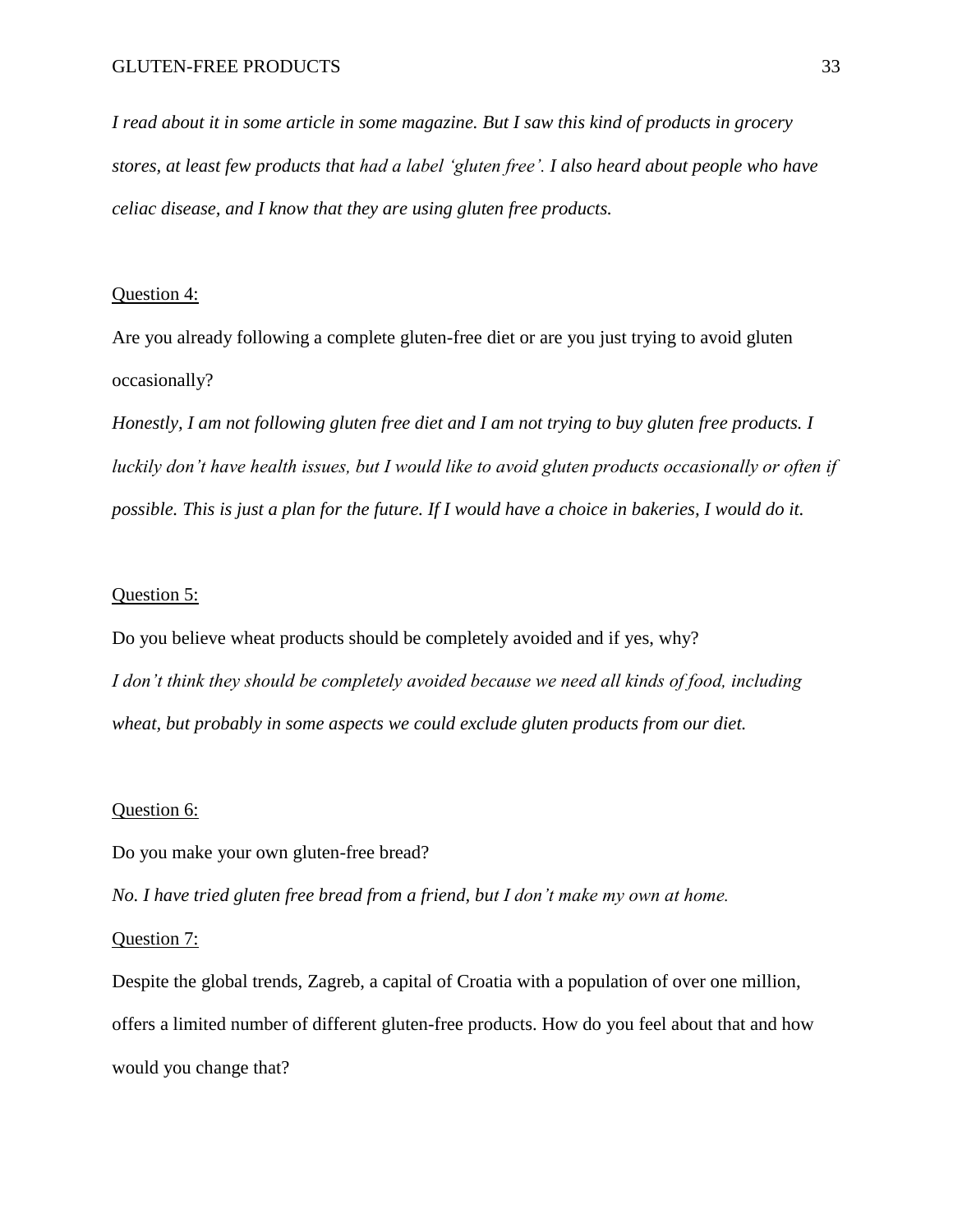*I read about it in some article in some magazine. But I saw this kind of products in grocery stores, at least few products that had a label 'gluten free'. I also heard about people who have celiac disease, and I know that they are using gluten free products.*

<u>Question 4:</u>

Are you already following a complete gluten-free diet or are you just trying to avoid gluten occasionally?

*Honestly, I am not following gluten free diet and I am not trying to buy gluten free products. I luckily don't have health issues, but I would like to avoid gluten products occasionally or often if possible. This is just a plan for the future. If I would have a choice in bakeries, I would do it.*

<u>Question 5:</u>

Do you believe wheat products should be completely avoided and if yes, why?

*I don't think they should be completely avoided because we need all kinds of food, including wheat, but probably in some aspects we could exclude gluten products from our diet.*

<u>Question 6:</u>

Do you make your own gluten-free bread?

*No. I have tried gluten free bread from a friend, but I don't make my own at home.*

<u>Question 7:</u>

Despite the global trends, Zagreb, a capital of Croatia with a population of over one million, offers a limited number of different gluten-free products. How do you feel about that and how would you change that?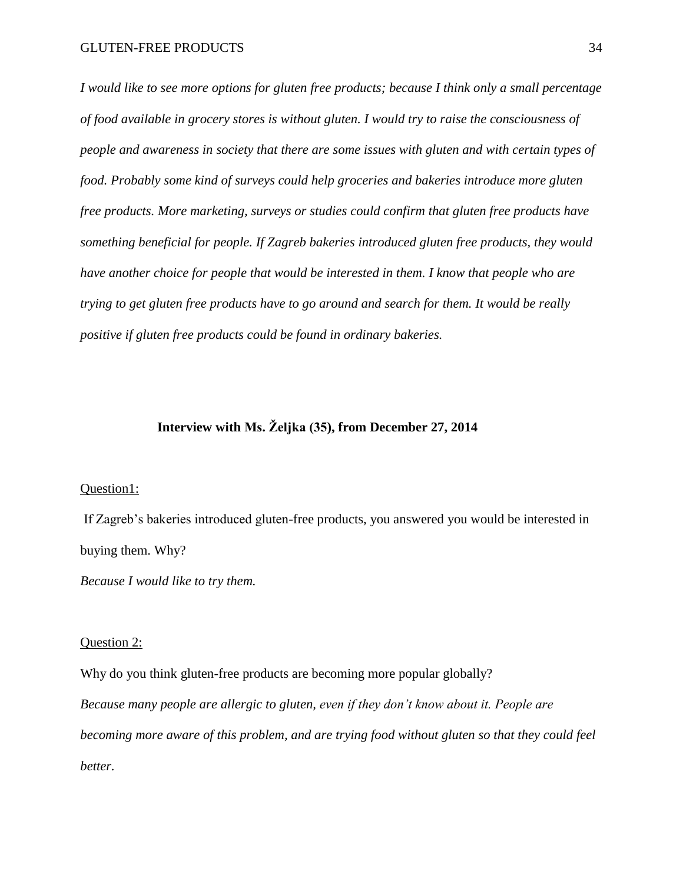*I would like to see more options for gluten free products; because I think only a small percentage of food available in grocery stores is without gluten. I would try to raise the consciousness of people and awareness in society that there are some issues with gluten and with certain types of food. Probably some kind of surveys could help groceries and bakeries introduce more gluten free products. More marketing, surveys or studies could confirm that gluten free products have something beneficial for people. If Zagreb bakeries introduced gluten free products, they would have another choice for people that would be interested in them. I know that people who are trying to get gluten free products have to go around and search for them. It would be really positive if gluten free products could be found in ordinary bakeries.*

**Interview with Ms. Željka (35), from December 27, 2014**

<u>Question1:</u>

If Zagreb's bakeries introduced gluten-free products, you answered you would be interested in buying them. Why?

*Because I would like to try them.*

<u>Question 2:</u>

Why do you think gluten-free products are becoming more popular globally?

*Because many people are allergic to gluten, even if they don't know about it. People are becoming more aware of this problem, and are trying food without gluten so that they could feel better.*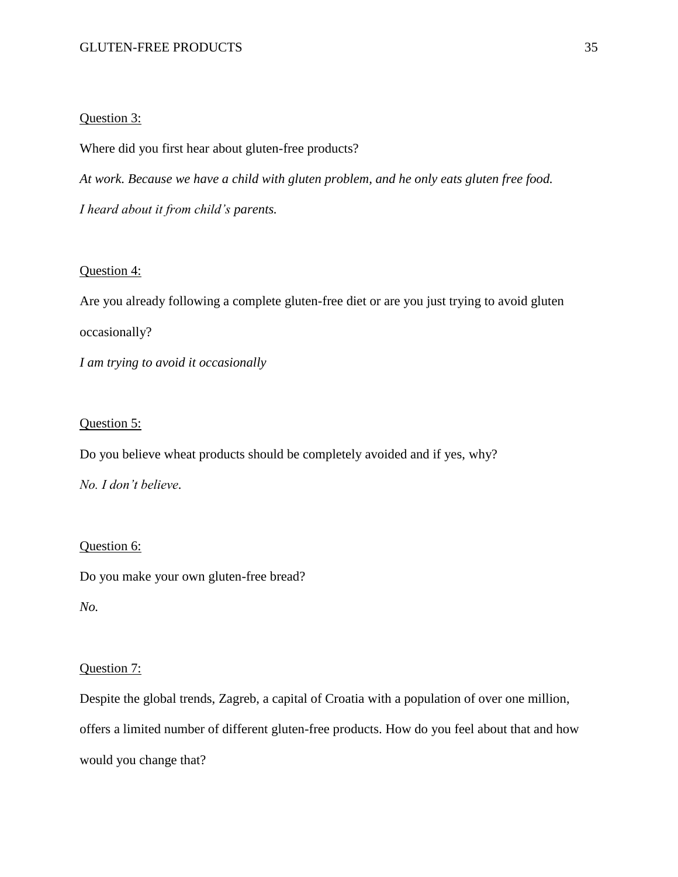<u>Question 3:</u>

Where did you first hear about gluten-free products?

*At work. Because we have a child with gluten problem, and he only eats gluten free food. I heard about it from child's parents.*

<u>Question 4:</u>

Are you already following a complete gluten-free diet or are you just trying to avoid gluten occasionally?

*I am trying to avoid it occasionally*

<u>Question 5:</u>

Do you believe wheat products should be completely avoided and if yes, why?

*No. I don't believe.*

<u>Question 6:</u>

Do you make your own gluten-free bread?

*No.*

<u>Question 7:</u>

Despite the global trends, Zagreb, a capital of Croatia with a population of over one million, offers a limited number of different gluten-free products. How do you feel about that and how would you change that?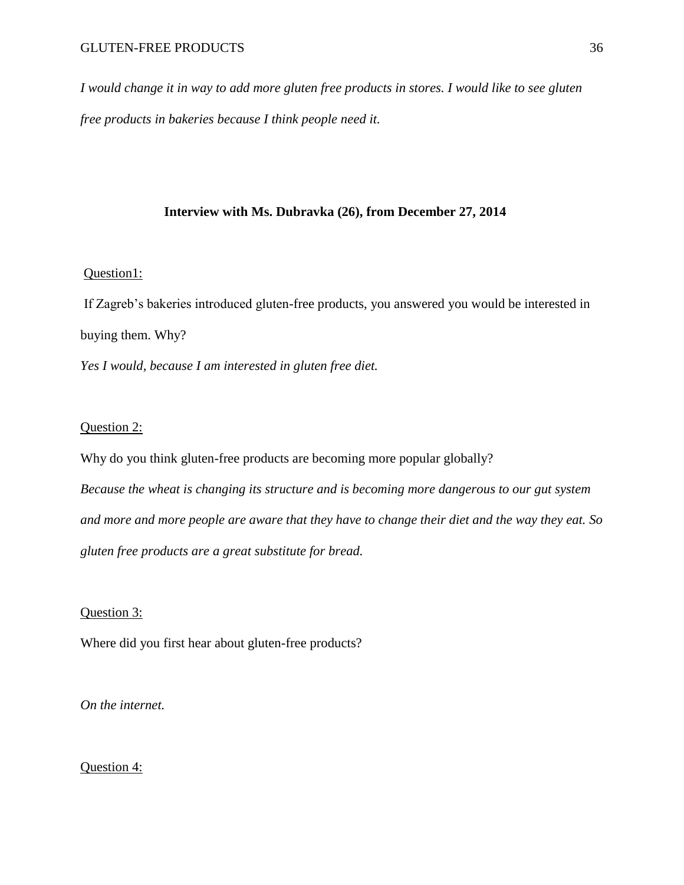*I would change it in way to add more gluten free products in stores. I would like to see gluten free products in bakeries because I think people need it.*

**Interview with Ms. Dubravka (26), from December 27, 2014**

<u>Question1:</u>

If Zagreb's bakeries introduced gluten-free products, you answered you would be interested in buying them. Why?

*Yes I would, because I am interested in gluten free diet.*

<u>Question 2:</u>

Why do you think gluten-free products are becoming more popular globally?

*Because the wheat is changing its structure and is becoming more dangerous to our gut system and more and more people are aware that they have to change their diet and the way they eat. So gluten free products are a great substitute for bread.*

<u>Question 3:</u>

Where did you first hear about gluten-free products?

*On the internet.*

<u>Question 4:</u>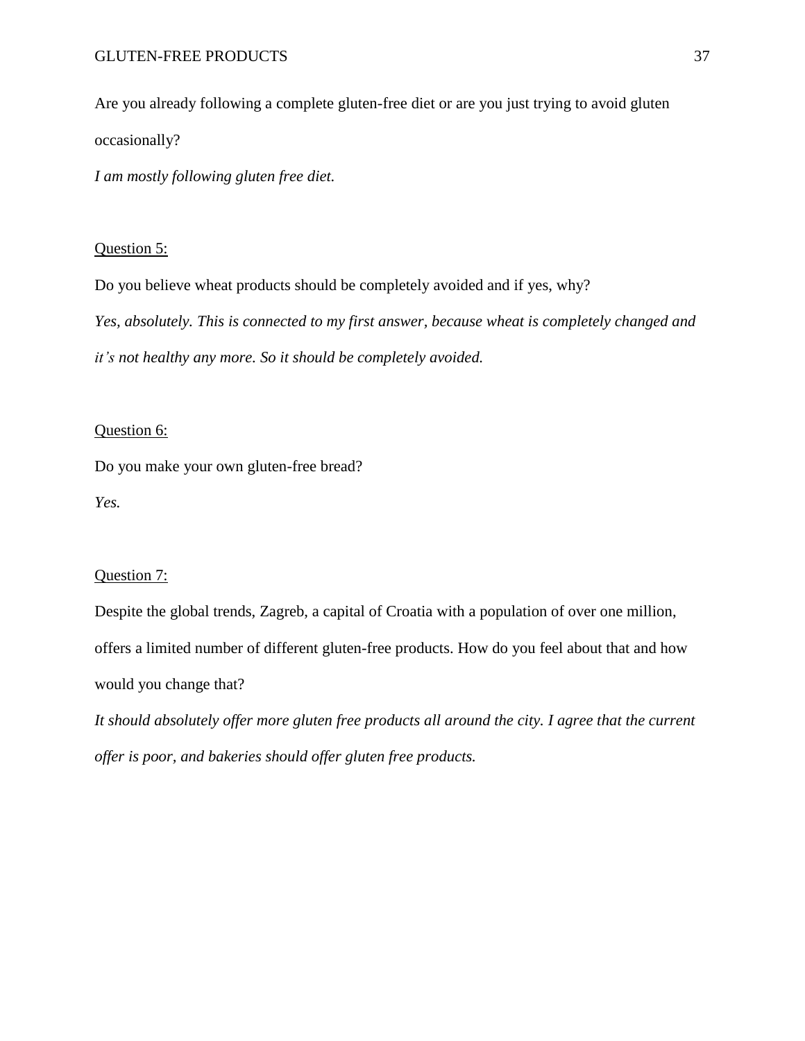Are you already following a complete gluten-free diet or are you just trying to avoid gluten occasionally?

*I am mostly following gluten free diet.*

<u>Question 5:</u>

Do you believe wheat products should be completely avoided and if yes, why?

*Yes, absolutely. This is connected to my first answer, because wheat is completely changed and it's not healthy any more. So it should be completely avoided.*

<u>Question 6:</u>

Do you make your own gluten-free bread?

*Yes.*

<u>Question 7:</u>

Despite the global trends, Zagreb, a capital of Croatia with a population of over one million, offers a limited number of different gluten-free products. How do you feel about that and how would you change that?

*It should absolutely offer more gluten free products all around the city. I agree that the current offer is poor, and bakeries should offer gluten free products.*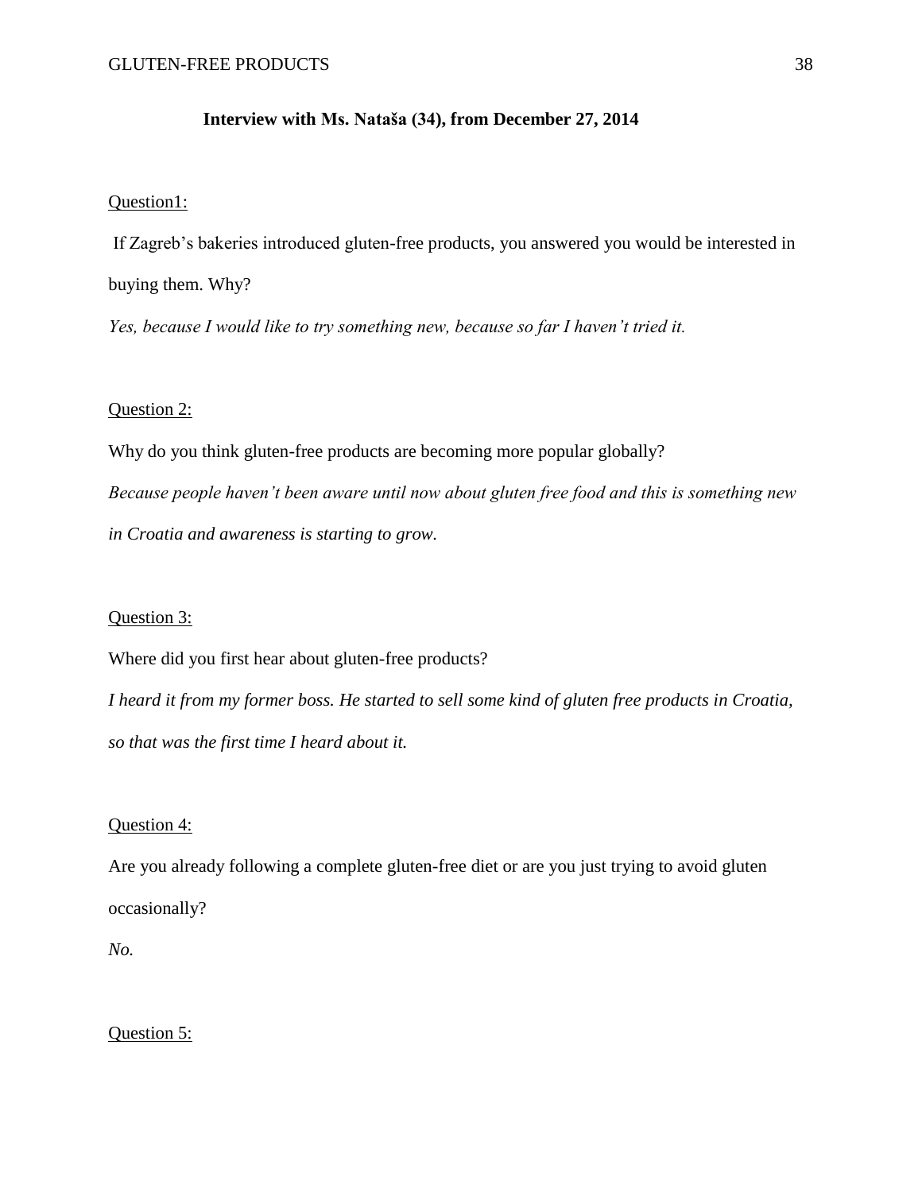**Interview with Ms. Nataša (34), from December 27, 2014**

Question1:

If Zagreb's bakeries introduced gluten-free products, you answered you would be interested in buying them. Why?

*Yes, because I would like to try something new, because so far I haven't tried it.*

Question 2:

Why do you think gluten-free products are becoming more popular globally?

*Because people haven't been aware until now about gluten free food and this is something new in Croatia and awareness is starting to grow.*

Question 3:

Where did you first hear about gluten-free products?

*I heard it from my former boss. He started to sell some kind of gluten free products in Croatia, so that was the first time I heard about it.*

Question 4:

Are you already following a complete gluten-free diet or are you just trying to avoid gluten occasionally?

*No.*

Question 5: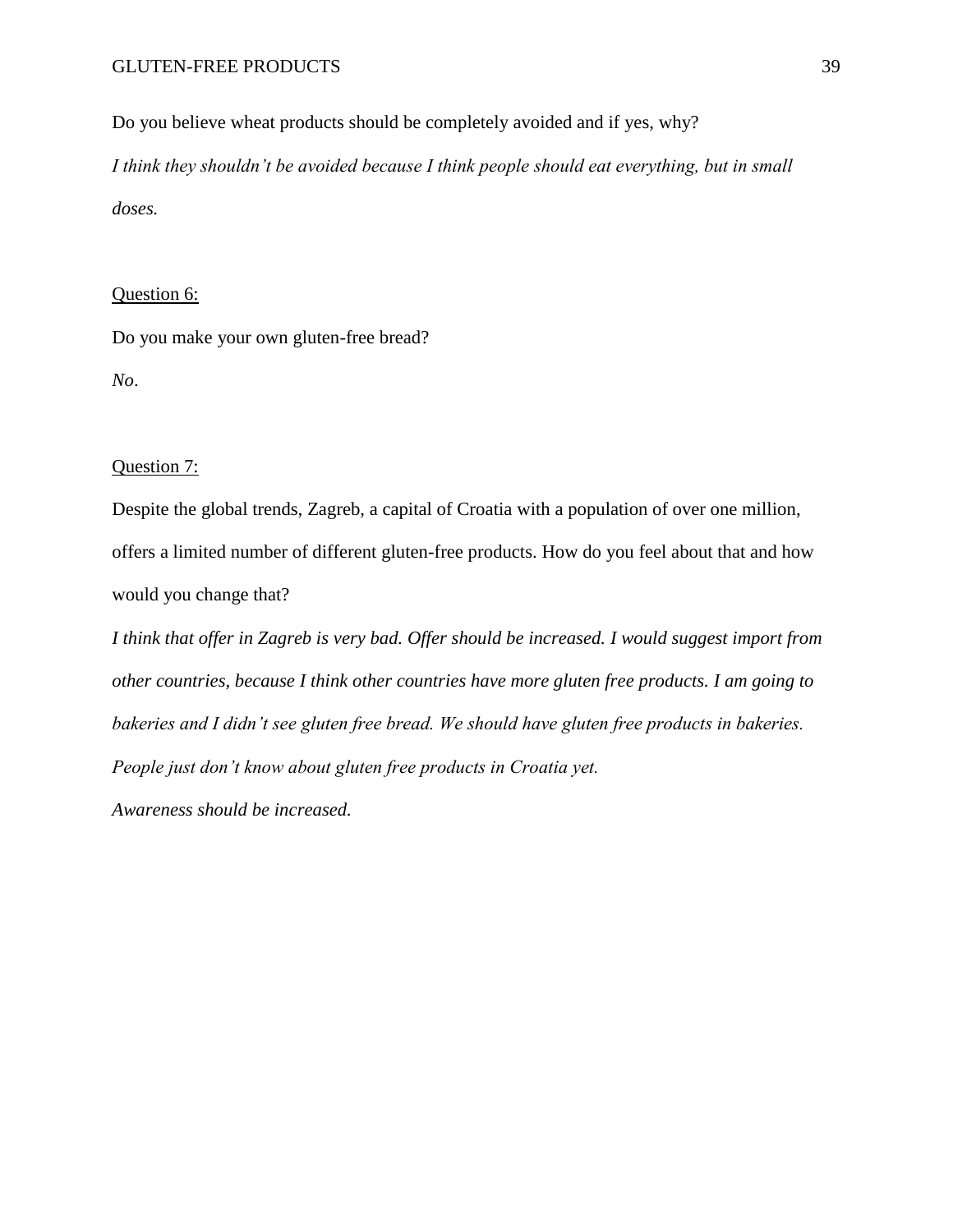Do you believe wheat products should be completely avoided and if yes, why?

*I think they shouldn't be avoided because I think people should eat everything, but in small doses.*

<u>Question 6:</u>

Do you make your own gluten-free bread?

*No*.

<u>Question 7:</u>

Despite the global trends, Zagreb, a capital of Croatia with a population of over one million, offers a limited number of different gluten-free products. How do you feel about that and how would you change that?

*I think that offer in Zagreb is very bad. Offer should be increased. I would suggest import from other countries, because I think other countries have more gluten free products. I am going to bakeries and I didn't see gluten free bread. We should have gluten free products in bakeries. People just don't know about gluten free products in Croatia yet.*

*Awareness should be increased.*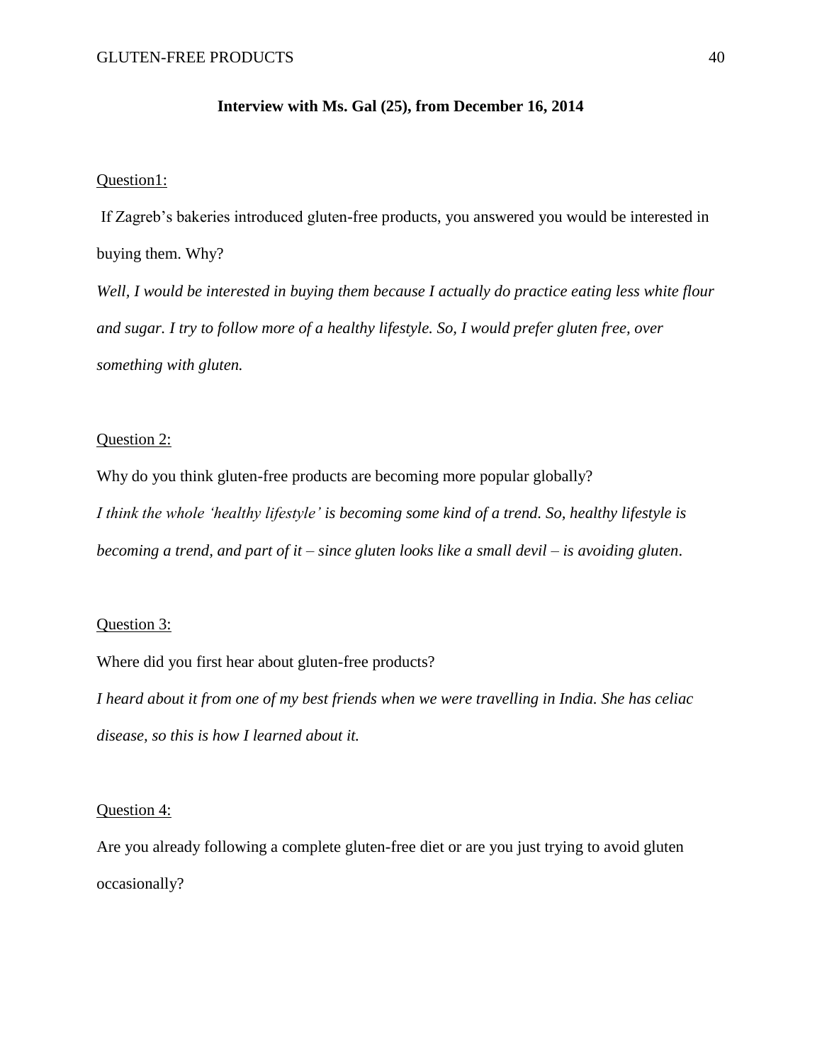**Interview with Ms. Gal (25), from December 16, 2014**

Question1:

If Zagreb's bakeries introduced gluten-free products, you answered you would be interested in buying them. Why?

*Well, I would be interested in buying them because I actually do practice eating less white flour and sugar. I try to follow more of a healthy lifestyle. So, I would prefer gluten free, over something with gluten.*

Question 2:

Why do you think gluten-free products are becoming more popular globally?

*I think the whole 'healthy lifestyle' is becoming some kind of a trend. So, healthy lifestyle is becoming a trend, and part of it – since gluten looks like a small devil – is avoiding gluten.*

Question 3:

Where did you first hear about gluten-free products?

*I heard about it from one of my best friends when we were travelling in India. She has celiac disease, so this is how I learned about it.*

Question 4:

Are you already following a complete gluten-free diet or are you just trying to avoid gluten occasionally?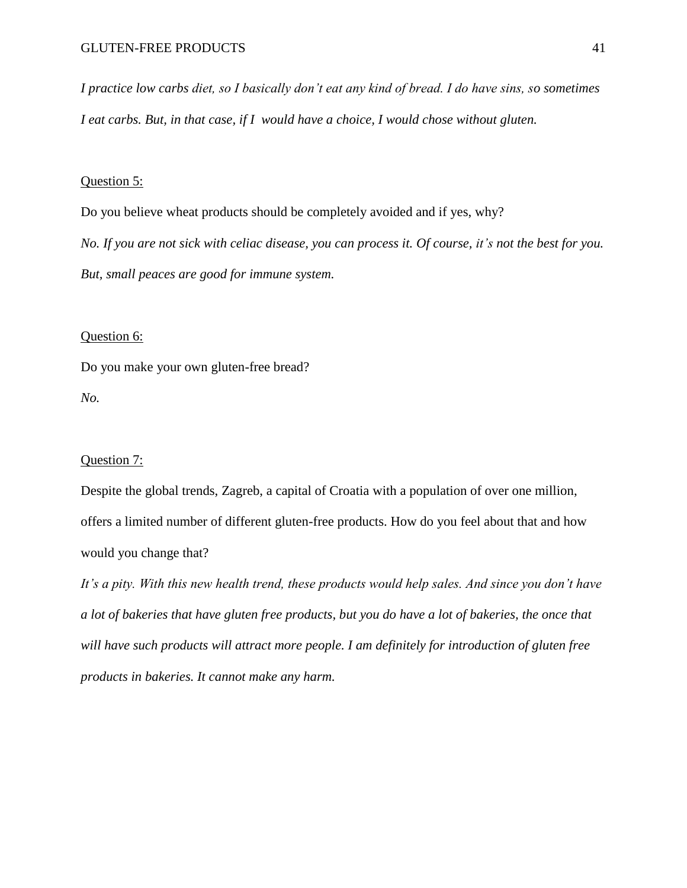*I practice low carbs diet, so I basically don't eat any kind of bread. I do have sins, so sometimes I eat carbs. But, in that case, if I would have a choice, I would chose without gluten.*

<u>Question 5:</u>

Do you believe wheat products should be completely avoided and if yes, why?

*No. If you are not sick with celiac disease, you can process it. Of course, it's not the best for you. But, small peaces are good for immune system.*

<u>Question 6:</u>

Do you make your own gluten-free bread?

*No.*

<u>Question 7:</u>

Despite the global trends, Zagreb, a capital of Croatia with a population of over one million, offers a limited number of different gluten-free products. How do you feel about that and how would you change that?

*It's a pity. With this new health trend, these products would help sales. And since you don't have a lot of bakeries that have gluten free products, but you do have a lot of bakeries, the once that will have such products will attract more people. I am definitely for introduction of gluten free products in bakeries. It cannot make any harm.*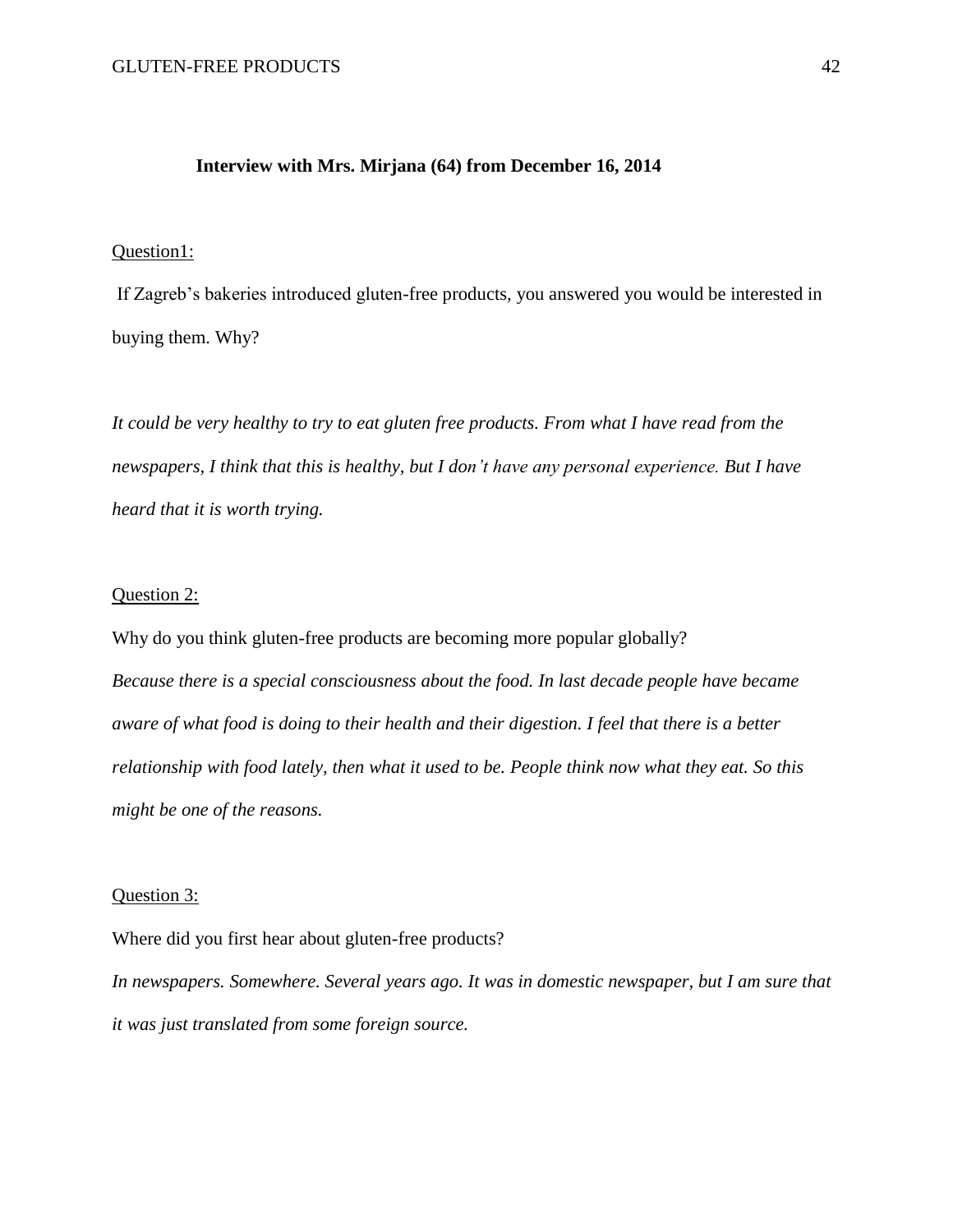**Interview with Mrs. Mirjana (64) from December 16, 2014**

Question1:

If Zagreb's bakeries introduced gluten-free products, you answered you would be interested in buying them. Why?

*It could be very healthy to try to eat gluten free products. From what I have read from the newspapers, I think that this is healthy, but I don't have any personal experience. But I have heard that it is worth trying.*

Question 2:

Why do you think gluten-free products are becoming more popular globally?

*Because there is a special consciousness about the food. In last decade people have became aware of what food is doing to their health and their digestion. I feel that there is a better relationship with food lately, then what it used to be. People think now what they eat. So this might be one of the reasons.*

Question 3:

Where did you first hear about gluten-free products?

*In newspapers. Somewhere. Several years ago. It was in domestic newspaper, but I am sure that it was just translated from some foreign source.*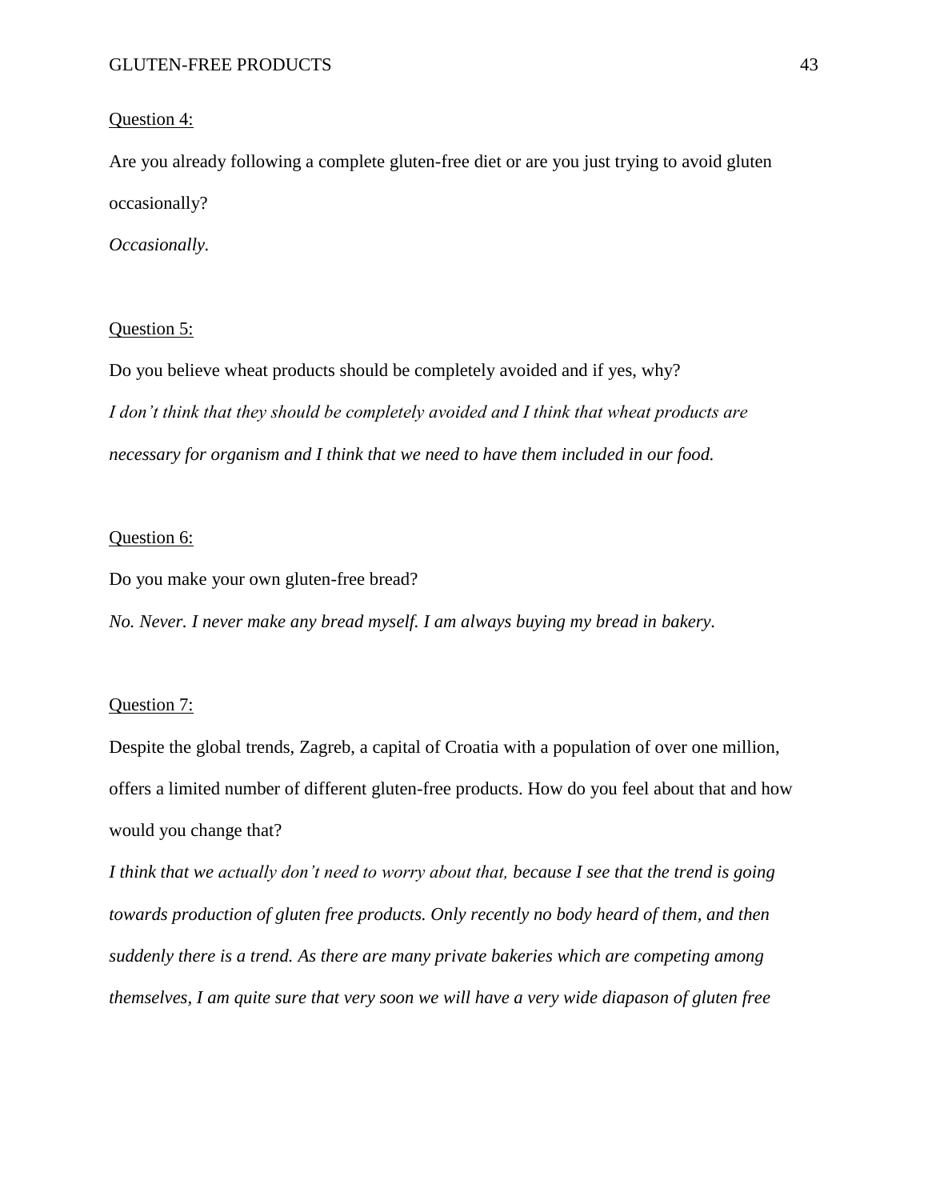<u>Question 4:</u>

Are you already following a complete gluten-free diet or are you just trying to avoid gluten occasionally?

*Occasionally.*

<u>Question 5:</u>

Do you believe wheat products should be completely avoided and if yes, why?

*I don't think that they should be completely avoided and I think that wheat products are necessary for organism and I think that we need to have them included in our food.*

<u>Question 6:</u>

Do you make your own gluten-free bread?

*No. Never. I never make any bread myself. I am always buying my bread in bakery.*

<u>Question 7:</u>

Despite the global trends, Zagreb, a capital of Croatia with a population of over one million, offers a limited number of different gluten-free products. How do you feel about that and how would you change that?

*I think that we actually don't need to worry about that, because I see that the trend is going towards production of gluten free products. Only recently no body heard of them, and then suddenly there is a trend. As there are many private bakeries which are competing among themselves, I am quite sure that very soon we will have a very wide diapason of gluten free*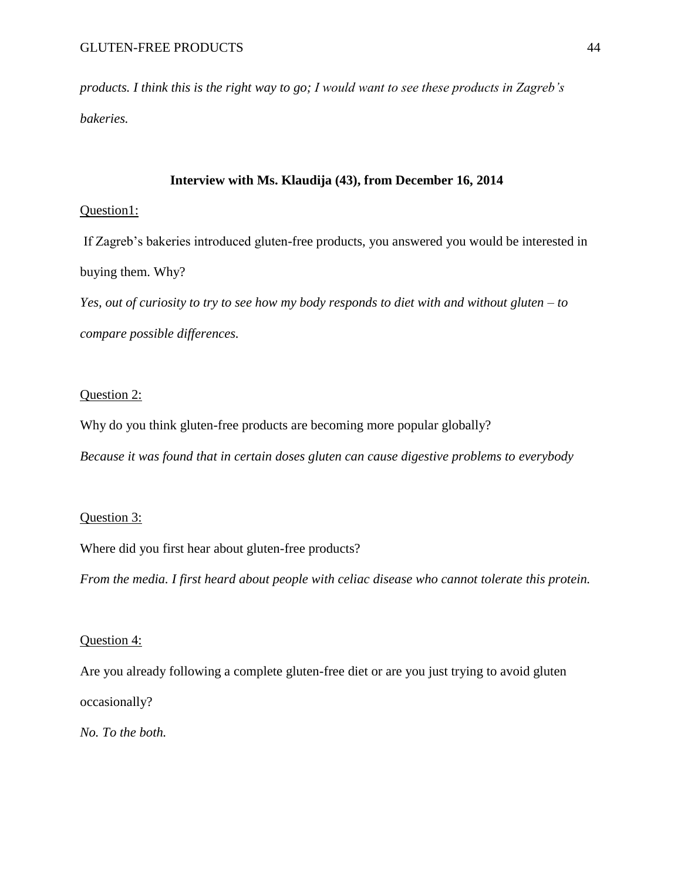*products. I think this is the right way to go; I would want to see these products in Zagreb's bakeries.*

**Interview with Ms. Klaudija (43), from December 16, 2014**

<u>Question1:</u>

If Zagreb's bakeries introduced gluten-free products, you answered you would be interested in buying them. Why?

*Yes, out of curiosity to try to see how my body responds to diet with and without gluten – to compare possible differences.*

<u>Question 2:</u>

Why do you think gluten-free products are becoming more popular globally?

*Because it was found that in certain doses gluten can cause digestive problems to everybody*

<u>Question 3:</u>

Where did you first hear about gluten-free products?

*From the media. I first heard about people with celiac disease who cannot tolerate this protein.*

<u>Question 4:</u>

Are you already following a complete gluten-free diet or are you just trying to avoid gluten occasionally?

*No. To the both.*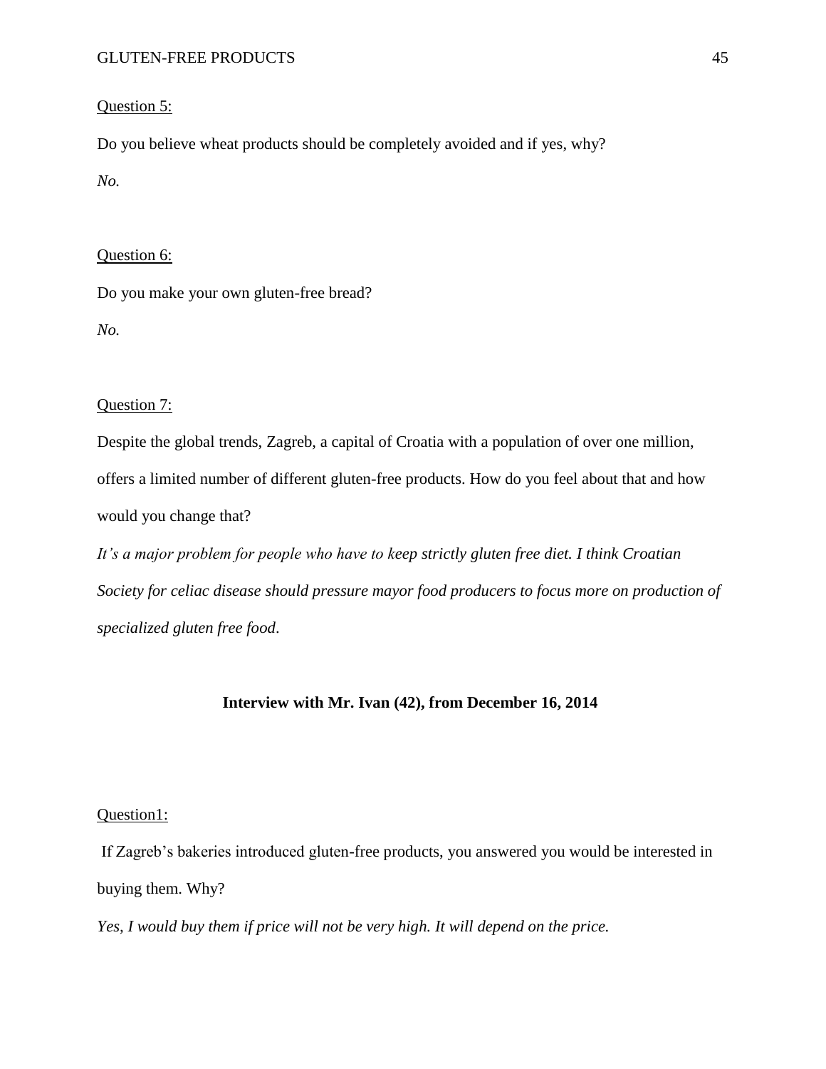Question 5:

Do you believe wheat products should be completely avoided and if yes, why?

*No.*

Question 6:

Do you make your own gluten-free bread?

*No.*

Question 7:

Despite the global trends, Zagreb, a capital of Croatia with a population of over one million, offers a limited number of different gluten-free products. How do you feel about that and how would you change that?

*It's a major problem for people who have to keep strictly gluten free diet. I think Croatian Society for celiac disease should pressure mayor food producers to focus more on production of specialized gluten free food.*

**Interview with Mr. Ivan (42), from December 16, 2014**

Question1:

If Zagreb's bakeries introduced gluten-free products, you answered you would be interested in buying them. Why?

*Yes, I would buy them if price will not be very high. It will depend on the price.*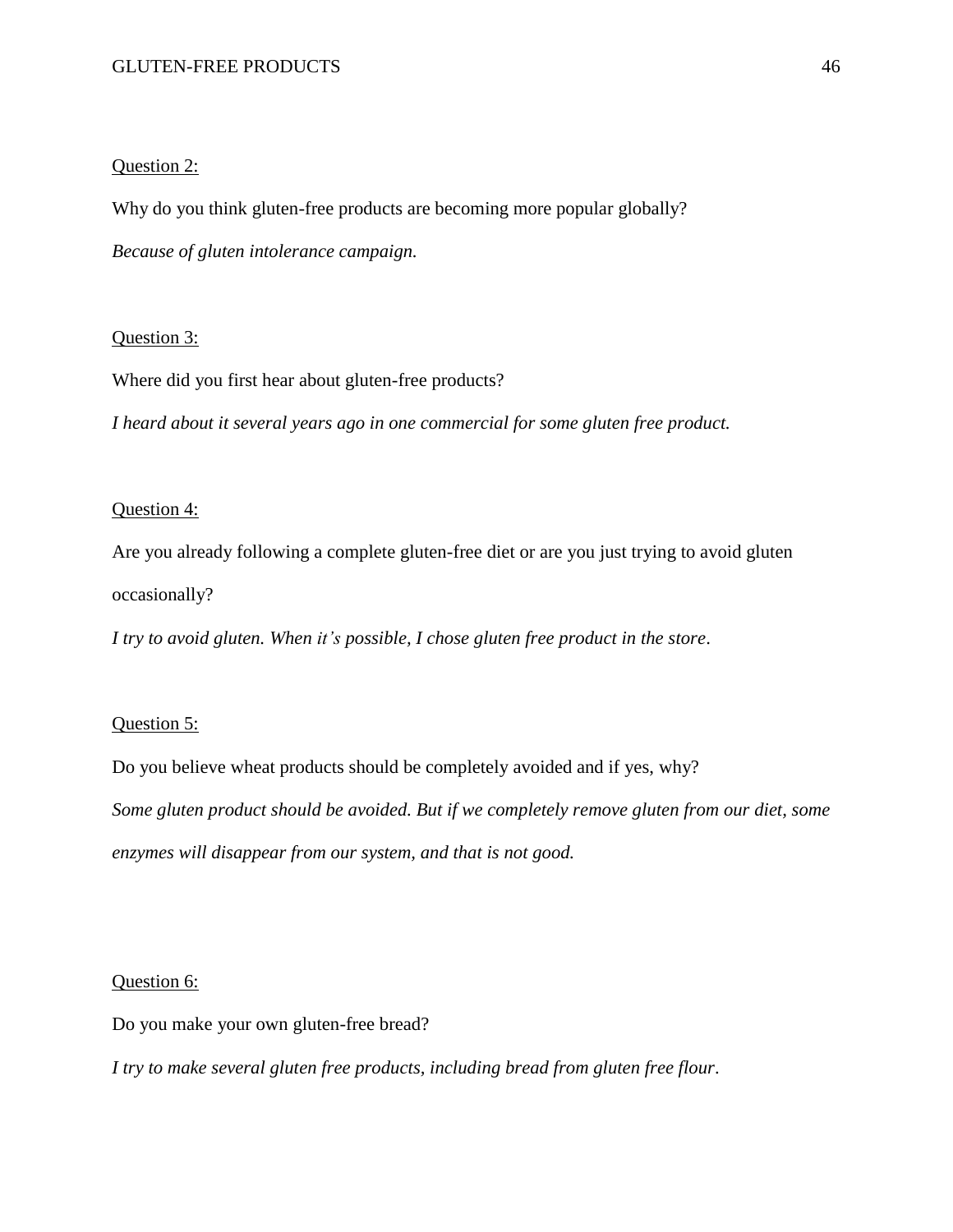<u>Question 2:</u>

Why do you think gluten-free products are becoming more popular globally?

*Because of gluten intolerance campaign.*

<u>Question 3:</u>

Where did you first hear about gluten-free products?

*I heard about it several years ago in one commercial for some gluten free product.*

<u>Question 4:</u>

Are you already following a complete gluten-free diet or are you just trying to avoid gluten occasionally?

*I try to avoid gluten. When it's possible, I chose gluten free product in the store*.

<u>Question 5:</u>

Do you believe wheat products should be completely avoided and if yes, why?

*Some gluten product should be avoided. But if we completely remove gluten from our diet, some enzymes will disappear from our system, and that is not good.*

<u>Question 6:</u>

Do you make your own gluten-free bread?

*I try to make several gluten free products, including bread from gluten free flour*.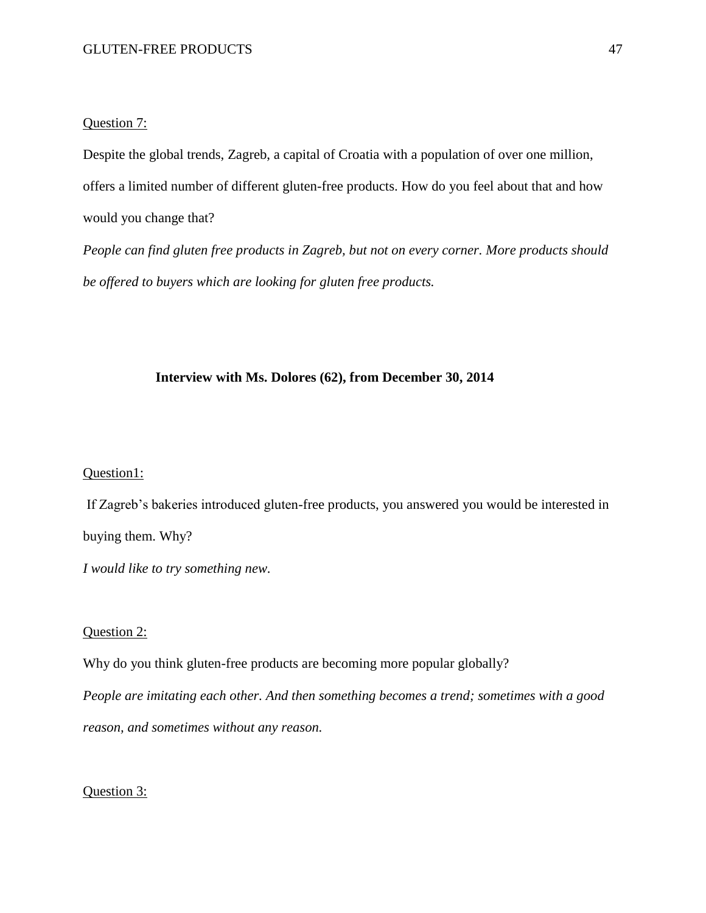<u>Question 7:</u>

Despite the global trends, Zagreb, a capital of Croatia with a population of over one million, offers a limited number of different gluten-free products. How do you feel about that and how would you change that?

*People can find gluten free products in Zagreb, but not on every corner. More products should be offered to buyers which are looking for gluten free products.*

**Interview with Ms. Dolores (62), from December 30, 2014**

<u>Question1:</u>

If Zagreb's bakeries introduced gluten-free products, you answered you would be interested in buying them. Why?

*I would like to try something new.*

<u>Question 2:</u>

Why do you think gluten-free products are becoming more popular globally?

*People are imitating each other. And then something becomes a trend; sometimes with a good reason, and sometimes without any reason.*

<u>Question 3:</u>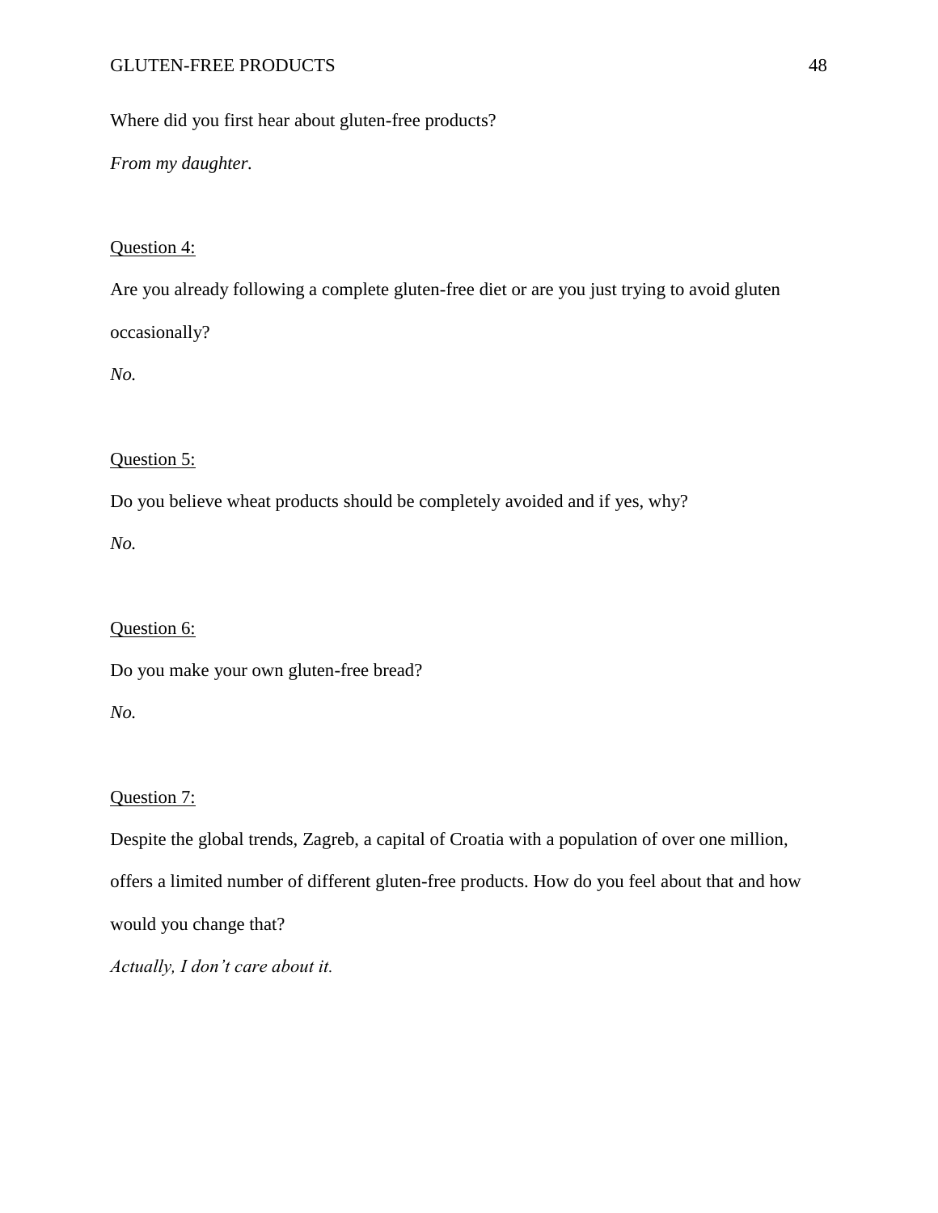Where did you first hear about gluten-free products?

*From my daughter.*

Question 4:

Are you already following a complete gluten-free diet or are you just trying to avoid gluten occasionally?

*No.*

Question 5:

Do you believe wheat products should be completely avoided and if yes, why?

*No.*

Question 6:

Do you make your own gluten-free bread?

*No.*

Question 7:

Despite the global trends, Zagreb, a capital of Croatia with a population of over one million, offers a limited number of different gluten-free products. How do you feel about that and how would you change that?

*Actually, I don't care about it.*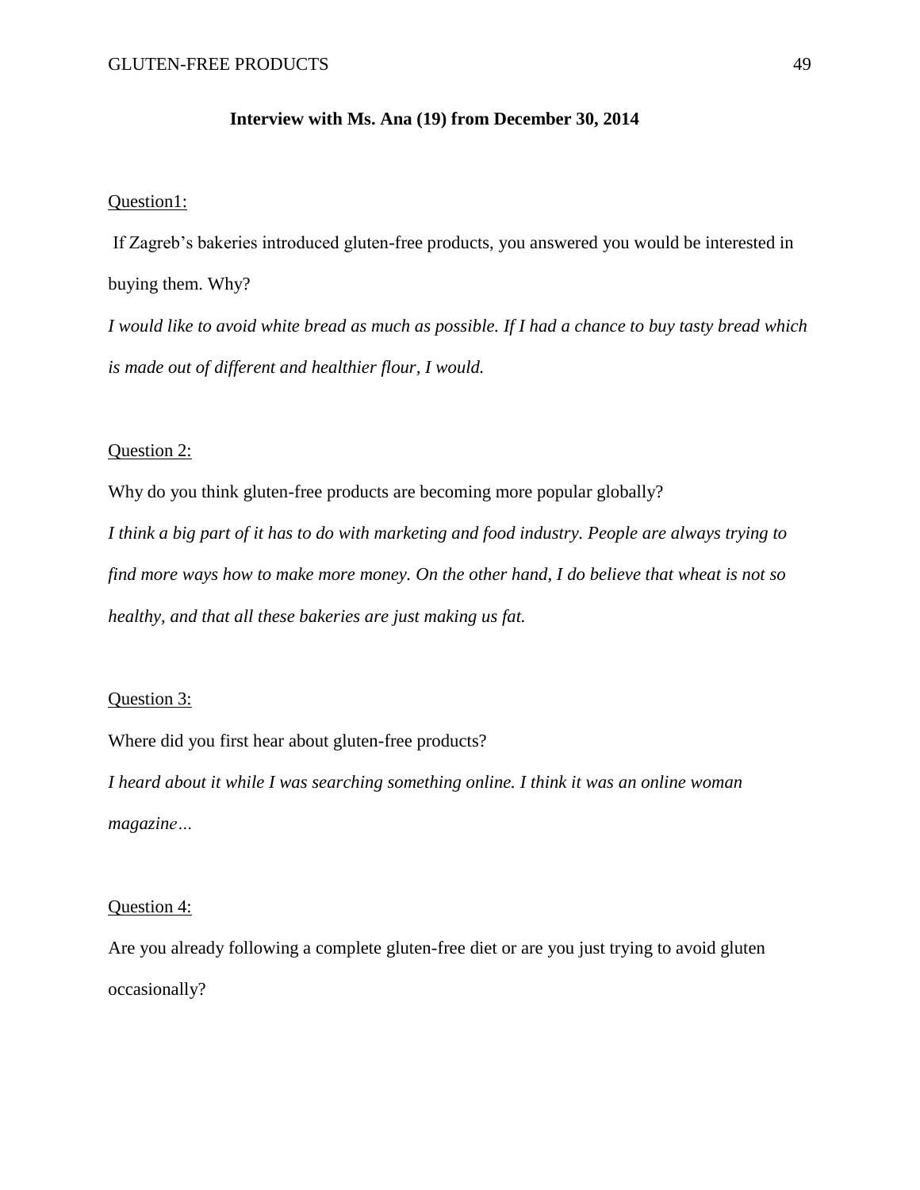**Interview with Ms. Ana (19) from December 30, 2014**

Question1:

If Zagreb's bakeries introduced gluten-free products, you answered you would be interested in buying them. Why?

*I would like to avoid white bread as much as possible. If I had a chance to buy tasty bread which is made out of different and healthier flour, I would.*

Question 2:

Why do you think gluten-free products are becoming more popular globally?

*I think a big part of it has to do with marketing and food industry. People are always trying to find more ways how to make more money. On the other hand, I do believe that wheat is not so healthy, and that all these bakeries are just making us fat.*

Question 3:

Where did you first hear about gluten-free products?

*I heard about it while I was searching something online. I think it was an online woman magazine…*

Question 4:

Are you already following a complete gluten-free diet or are you just trying to avoid gluten occasionally?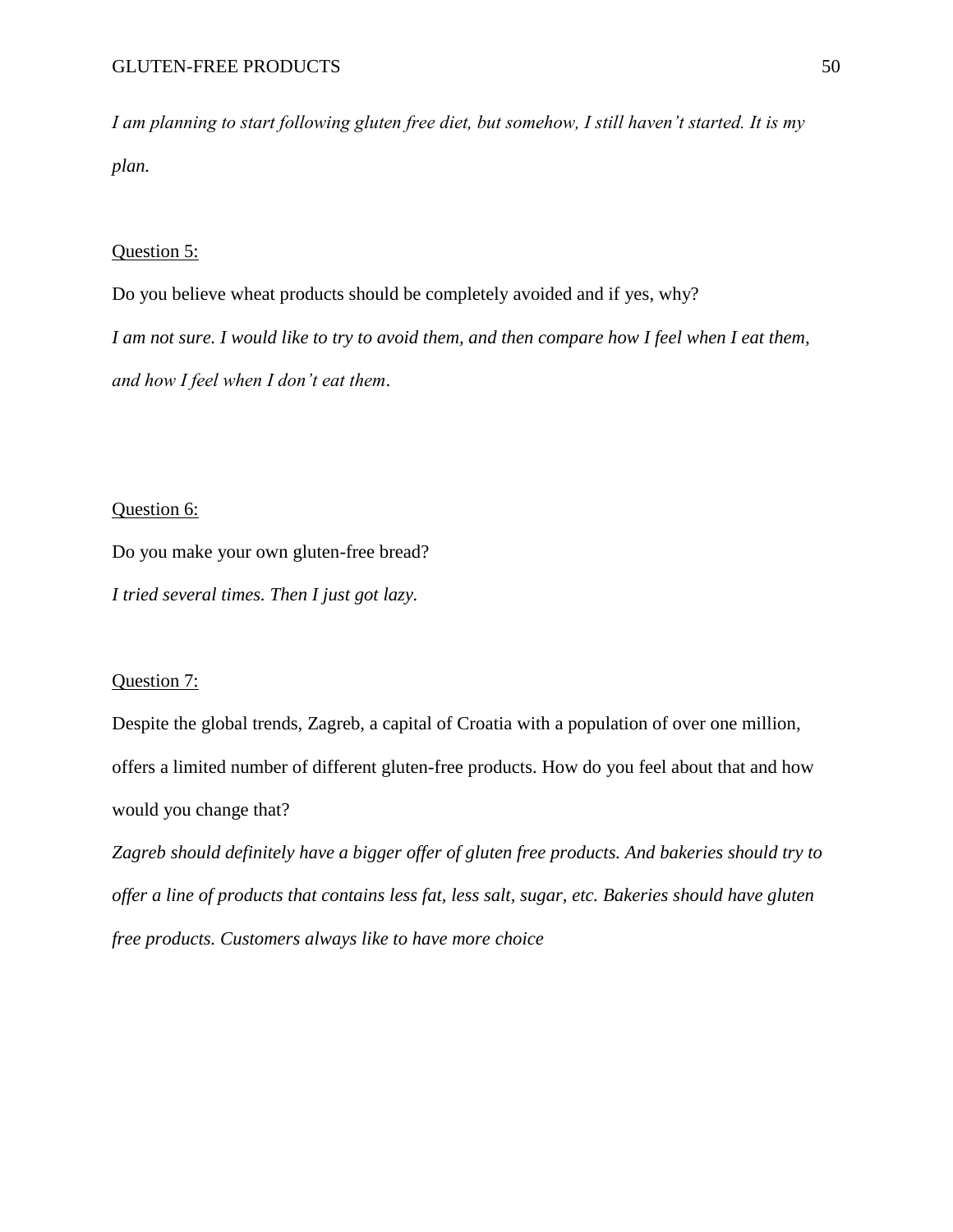*I am planning to start following gluten free diet, but somehow, I still haven't started. It is my plan.*

<u>Question 5:</u>

Do you believe wheat products should be completely avoided and if yes, why?

*I am not sure. I would like to try to avoid them, and then compare how I feel when I eat them, and how I feel when I don't eat them.*

<u>Question 6:</u>

Do you make your own gluten-free bread?

*I tried several times. Then I just got lazy.*

<u>Question 7:</u>

Despite the global trends, Zagreb, a capital of Croatia with a population of over one million, offers a limited number of different gluten-free products. How do you feel about that and how would you change that?

*Zagreb should definitely have a bigger offer of gluten free products. And bakeries should try to offer a line of products that contains less fat, less salt, sugar, etc. Bakeries should have gluten free products. Customers always like to have more choice*